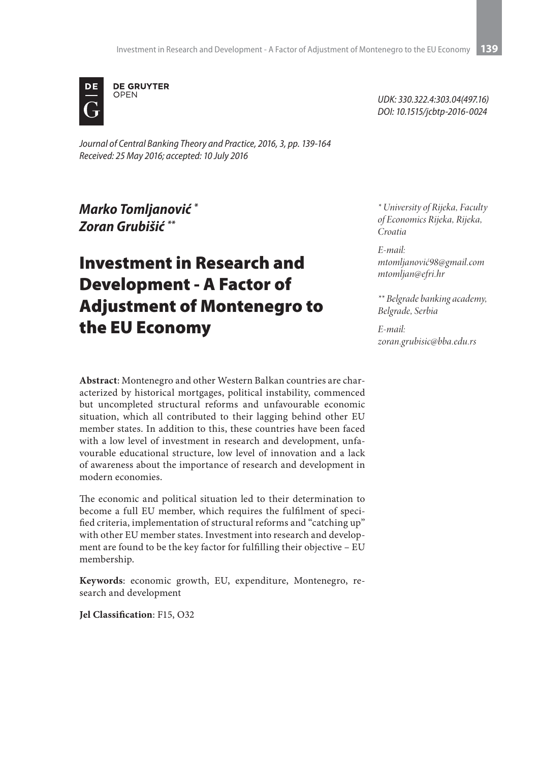DE GRUYTER OPEN

UDK: 330.322.4:303.04(497.16)
DOI: 10.1515/jcbtp-2016-0024

*Journal of Central Banking Theory and Practice, 2016, 3, pp. 139-164*
*Received: 25 May 2016; accepted: 10 July 2016*

***Marko Tomljanović*** [*]
***Zoran Grubišić*** [**]

[*] *University of Rijeka, Faculty of Economics Rijeka, Rijeka, Croatia*

*E-mail:*
*mtomljanović98@gmail.com*
*mtomljan@efri.hr*

[**] *Belgrade banking academy, Belgrade, Serbia*

*E-mail:*
*zoran.grubisic@bba.edu.rs*

# Investment in Research and Development - A Factor of Adjustment of Montenegro to the EU Economy

**Abstract**: Montenegro and other Western Balkan countries are characterized by historical mortgages, political instability, commenced but uncompleted structural reforms and unfavourable economic situation, which all contributed to their lagging behind other EU member states. In addition to this, these countries have been faced with a low level of investment in research and development, unfavourable educational structure, low level of innovation and a lack of awareness about the importance of research and development in modern economies.

The economic and political situation led to their determination to become a full EU member, which requires the fulfilment of specified criteria, implementation of structural reforms and "catching up" with other EU member states. Investment into research and development are found to be the key factor for fulfilling their objective – EU membership.

**Keywords**: economic growth, EU, expenditure, Montenegro, research and development

**Jel Classification**: F15, O32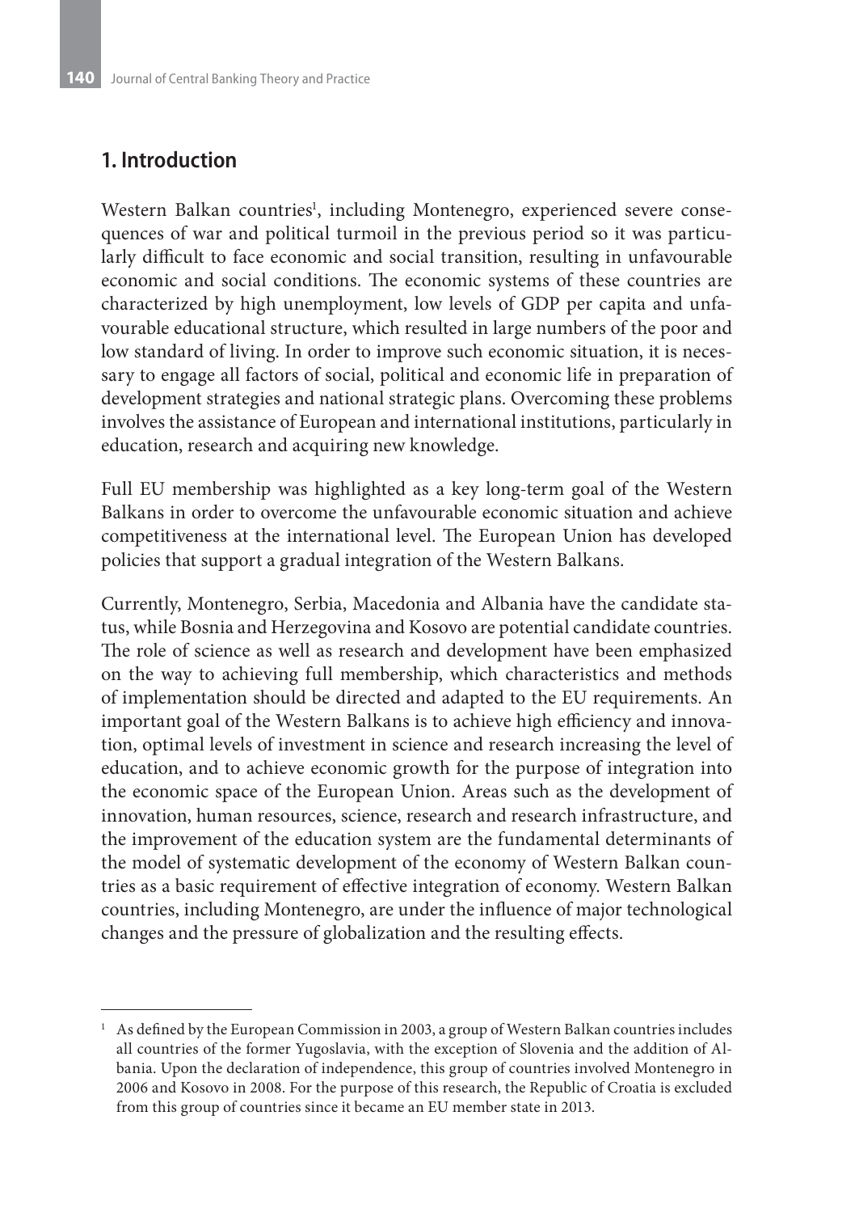## 1. Introduction

Western Balkan countries[1], including Montenegro, experienced severe consequences of war and political turmoil in the previous period so it was particularly difficult to face economic and social transition, resulting in unfavourable economic and social conditions. The economic systems of these countries are characterized by high unemployment, low levels of GDP per capita and unfavourable educational structure, which resulted in large numbers of the poor and low standard of living. In order to improve such economic situation, it is necessary to engage all factors of social, political and economic life in preparation of development strategies and national strategic plans. Overcoming these problems involves the assistance of European and international institutions, particularly in education, research and acquiring new knowledge.

Full EU membership was highlighted as a key long-term goal of the Western Balkans in order to overcome the unfavourable economic situation and achieve competitiveness at the international level. The European Union has developed policies that support a gradual integration of the Western Balkans.

Currently, Montenegro, Serbia, Macedonia and Albania have the candidate status, while Bosnia and Herzegovina and Kosovo are potential candidate countries. The role of science as well as research and development have been emphasized on the way to achieving full membership, which characteristics and methods of implementation should be directed and adapted to the EU requirements. An important goal of the Western Balkans is to achieve high efficiency and innovation, optimal levels of investment in science and research increasing the level of education, and to achieve economic growth for the purpose of integration into the economic space of the European Union. Areas such as the development of innovation, human resources, science, research and research infrastructure, and the improvement of the education system are the fundamental determinants of the model of systematic development of the economy of Western Balkan countries as a basic requirement of effective integration of economy. Western Balkan countries, including Montenegro, are under the influence of major technological changes and the pressure of globalization and the resulting effects.

---

[1] As defined by the European Commission in 2003, a group of Western Balkan countries includes all countries of the former Yugoslavia, with the exception of Slovenia and the addition of Albania. Upon the declaration of independence, this group of countries involved Montenegro in 2006 and Kosovo in 2008. For the purpose of this research, the Republic of Croatia is excluded from this group of countries since it became an EU member state in 2013.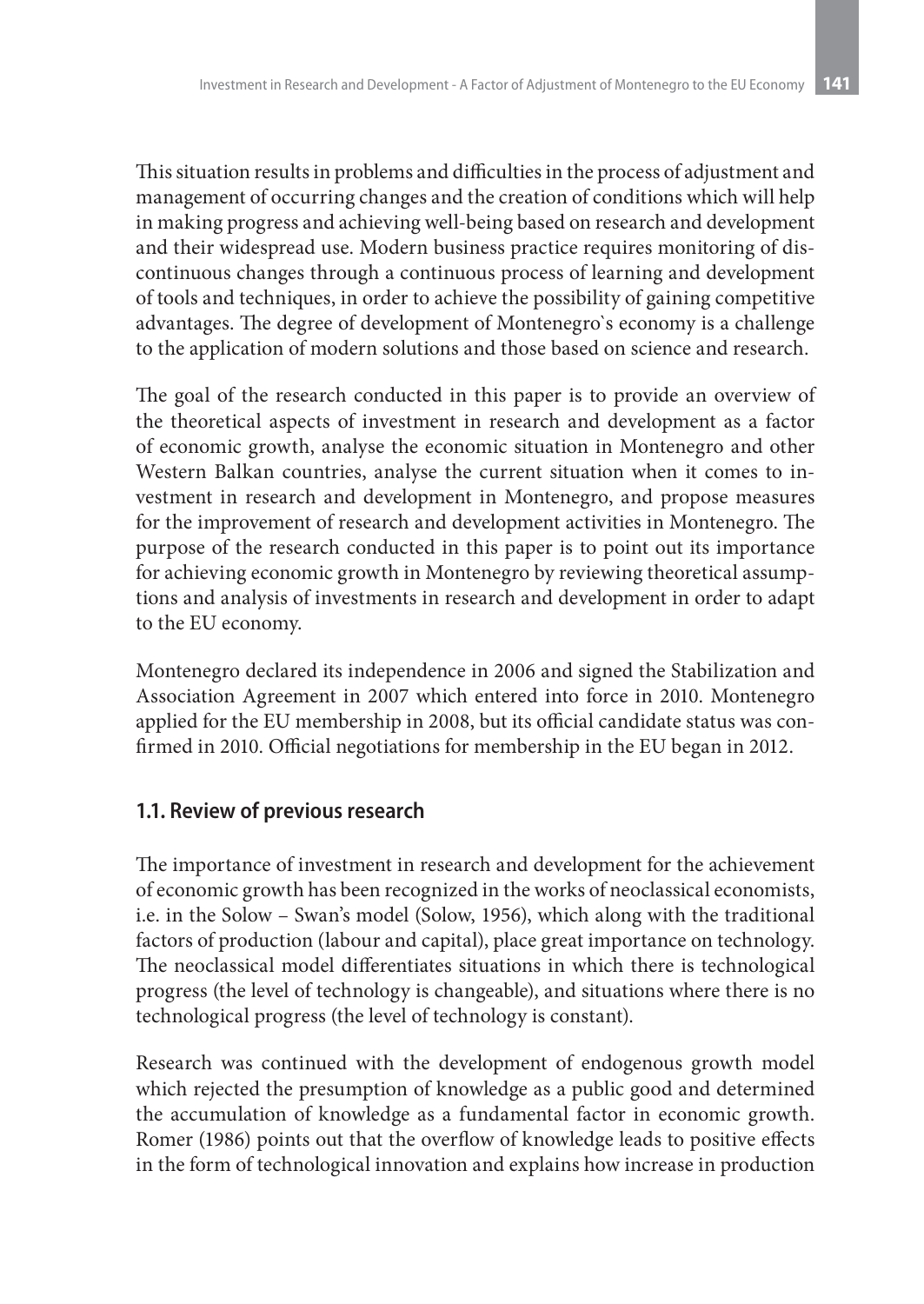This situation results in problems and difficulties in the process of adjustment and management of occurring changes and the creation of conditions which will help in making progress and achieving well-being based on research and development and their widespread use. Modern business practice requires monitoring of discontinuous changes through a continuous process of learning and development of tools and techniques, in order to achieve the possibility of gaining competitive advantages. The degree of development of Montenegro`s economy is a challenge to the application of modern solutions and those based on science and research.

The goal of the research conducted in this paper is to provide an overview of the theoretical aspects of investment in research and development as a factor of economic growth, analyse the economic situation in Montenegro and other Western Balkan countries, analyse the current situation when it comes to investment in research and development in Montenegro, and propose measures for the improvement of research and development activities in Montenegro. The purpose of the research conducted in this paper is to point out its importance for achieving economic growth in Montenegro by reviewing theoretical assumptions and analysis of investments in research and development in order to adapt to the EU economy.

Montenegro declared its independence in 2006 and signed the Stabilization and Association Agreement in 2007 which entered into force in 2010. Montenegro applied for the EU membership in 2008, but its official candidate status was confirmed in 2010. Official negotiations for membership in the EU began in 2012.

## 1.1. Review of previous research

The importance of investment in research and development for the achievement of economic growth has been recognized in the works of neoclassical economists, i.e. in the Solow – Swan's model (Solow, 1956), which along with the traditional factors of production (labour and capital), place great importance on technology. The neoclassical model differentiates situations in which there is technological progress (the level of technology is changeable), and situations where there is no technological progress (the level of technology is constant).

Research was continued with the development of endogenous growth model which rejected the presumption of knowledge as a public good and determined the accumulation of knowledge as a fundamental factor in economic growth. Romer (1986) points out that the overflow of knowledge leads to positive effects in the form of technological innovation and explains how increase in production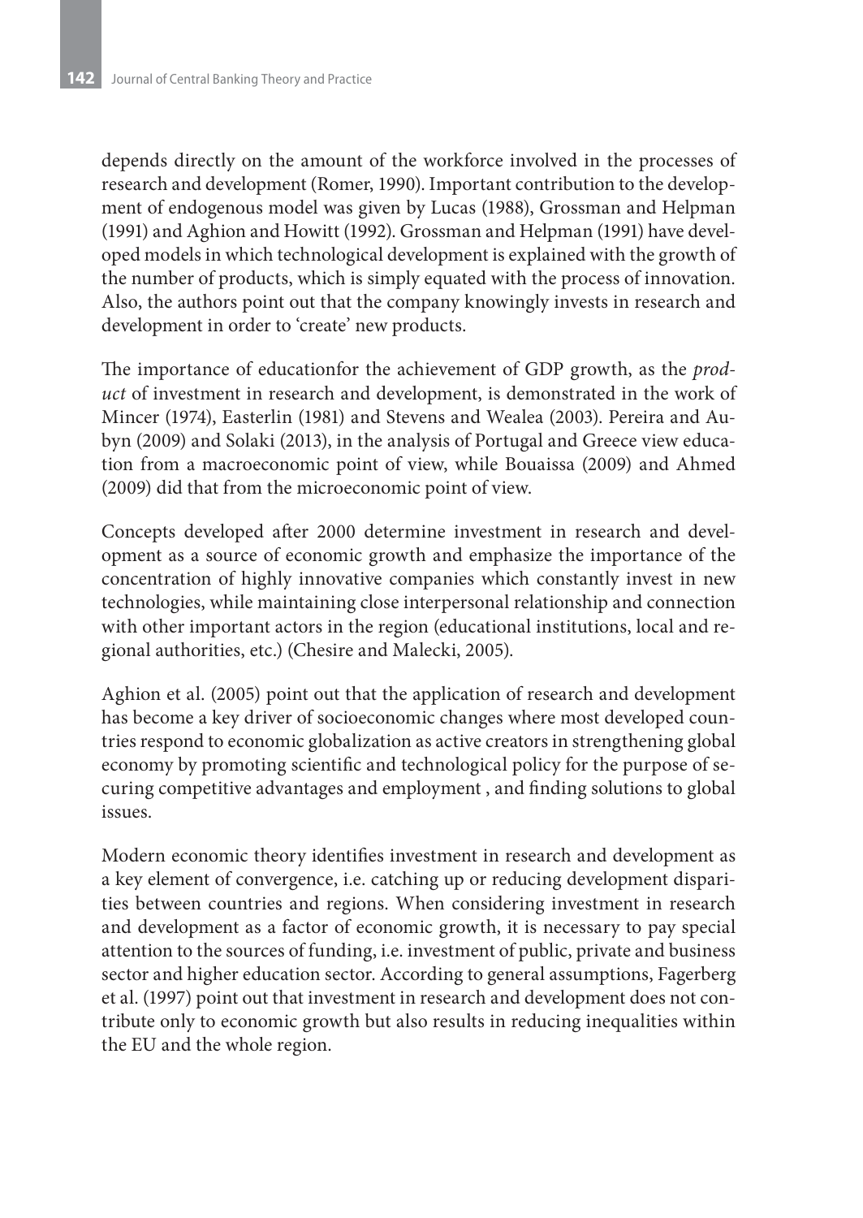depends directly on the amount of the workforce involved in the processes of research and development (Romer, 1990). Important contribution to the development of endogenous model was given by Lucas (1988), Grossman and Helpman (1991) and Aghion and Howitt (1992). Grossman and Helpman (1991) have developed models in which technological development is explained with the growth of the number of products, which is simply equated with the process of innovation. Also, the authors point out that the company knowingly invests in research and development in order to 'create' new products.

The importance of educationfor the achievement of GDP growth, as the *product* of investment in research and development, is demonstrated in the work of Mincer (1974), Easterlin (1981) and Stevens and Wealea (2003). Pereira and Aubyn (2009) and Solaki (2013), in the analysis of Portugal and Greece view education from a macroeconomic point of view, while Bouaissa (2009) and Ahmed (2009) did that from the microeconomic point of view.

Concepts developed after 2000 determine investment in research and development as a source of economic growth and emphasize the importance of the concentration of highly innovative companies which constantly invest in new technologies, while maintaining close interpersonal relationship and connection with other important actors in the region (educational institutions, local and regional authorities, etc.) (Chesire and Malecki, 2005).

Aghion et al. (2005) point out that the application of research and development has become a key driver of socioeconomic changes where most developed countries respond to economic globalization as active creators in strengthening global economy by promoting scientific and technological policy for the purpose of securing competitive advantages and employment , and finding solutions to global issues.

Modern economic theory identifies investment in research and development as a key element of convergence, i.e. catching up or reducing development disparities between countries and regions. When considering investment in research and development as a factor of economic growth, it is necessary to pay special attention to the sources of funding, i.e. investment of public, private and business sector and higher education sector. According to general assumptions, Fagerberg et al. (1997) point out that investment in research and development does not contribute only to economic growth but also results in reducing inequalities within the EU and the whole region.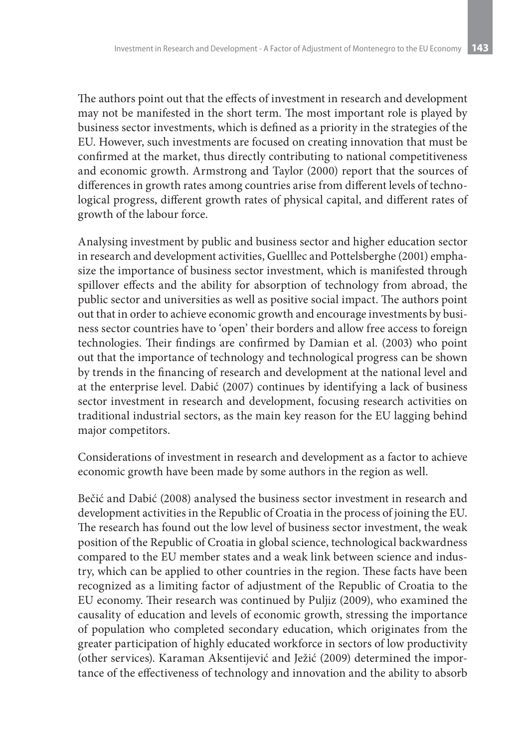The authors point out that the effects of investment in research and development may not be manifested in the short term. The most important role is played by business sector investments, which is defined as a priority in the strategies of the EU. However, such investments are focused on creating innovation that must be confirmed at the market, thus directly contributing to national competitiveness and economic growth. Armstrong and Taylor (2000) report that the sources of differences in growth rates among countries arise from different levels of technological progress, different growth rates of physical capital, and different rates of growth of the labour force.

Analysing investment by public and business sector and higher education sector in research and development activities, Guelllec and Pottelsberghe (2001) emphasize the importance of business sector investment, which is manifested through spillover effects and the ability for absorption of technology from abroad, the public sector and universities as well as positive social impact. The authors point out that in order to achieve economic growth and encourage investments by business sector countries have to 'open' their borders and allow free access to foreign technologies. Their findings are confirmed by Damian et al. (2003) who point out that the importance of technology and technological progress can be shown by trends in the financing of research and development at the national level and at the enterprise level. Dabić (2007) continues by identifying a lack of business sector investment in research and development, focusing research activities on traditional industrial sectors, as the main key reason for the EU lagging behind major competitors.

Considerations of investment in research and development as a factor to achieve economic growth have been made by some authors in the region as well.

Bečić and Dabić (2008) analysed the business sector investment in research and development activities in the Republic of Croatia in the process of joining the EU. The research has found out the low level of business sector investment, the weak position of the Republic of Croatia in global science, technological backwardness compared to the EU member states and a weak link between science and industry, which can be applied to other countries in the region. These facts have been recognized as a limiting factor of adjustment of the Republic of Croatia to the EU economy. Their research was continued by Puljiz (2009), who examined the causality of education and levels of economic growth, stressing the importance of population who completed secondary education, which originates from the greater participation of highly educated workforce in sectors of low productivity (other services). Karaman Aksentijević and Ježić (2009) determined the importance of the effectiveness of technology and innovation and the ability to absorb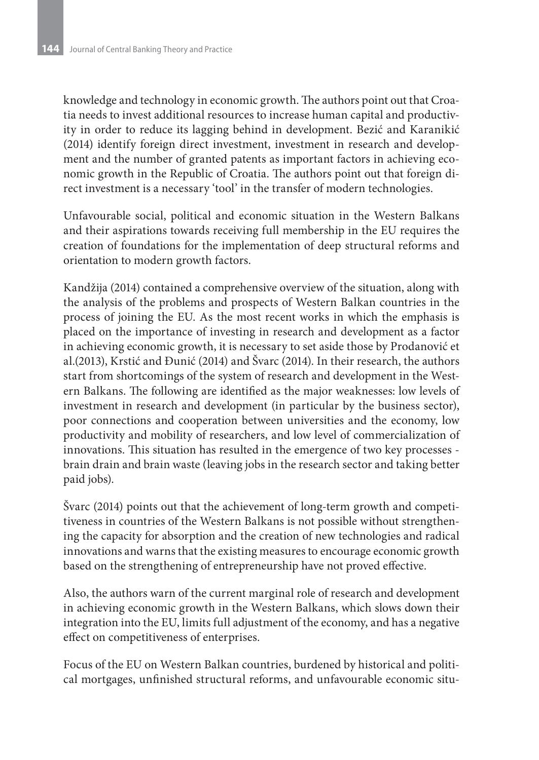knowledge and technology in economic growth. The authors point out that Croatia needs to invest additional resources to increase human capital and productivity in order to reduce its lagging behind in development. Bezić and Karanikić (2014) identify foreign direct investment, investment in research and development and the number of granted patents as important factors in achieving economic growth in the Republic of Croatia. The authors point out that foreign direct investment is a necessary 'tool' in the transfer of modern technologies.

Unfavourable social, political and economic situation in the Western Balkans and their aspirations towards receiving full membership in the EU requires the creation of foundations for the implementation of deep structural reforms and orientation to modern growth factors.

Kandžija (2014) contained a comprehensive overview of the situation, along with the analysis of the problems and prospects of Western Balkan countries in the process of joining the EU. As the most recent works in which the emphasis is placed on the importance of investing in research and development as a factor in achieving economic growth, it is necessary to set aside those by Prodanović et al.(2013), Krstić and Đunić (2014) and Švarc (2014). In their research, the authors start from shortcomings of the system of research and development in the Western Balkans. The following are identified as the major weaknesses: low levels of investment in research and development (in particular by the business sector), poor connections and cooperation between universities and the economy, low productivity and mobility of researchers, and low level of commercialization of innovations. This situation has resulted in the emergence of two key processes - brain drain and brain waste (leaving jobs in the research sector and taking better paid jobs).

Švarc (2014) points out that the achievement of long-term growth and competitiveness in countries of the Western Balkans is not possible without strengthening the capacity for absorption and the creation of new technologies and radical innovations and warns that the existing measures to encourage economic growth based on the strengthening of entrepreneurship have not proved effective.

Also, the authors warn of the current marginal role of research and development in achieving economic growth in the Western Balkans, which slows down their integration into the EU, limits full adjustment of the economy, and has a negative effect on competitiveness of enterprises.

Focus of the EU on Western Balkan countries, burdened by historical and political mortgages, unfinished structural reforms, and unfavourable economic situ-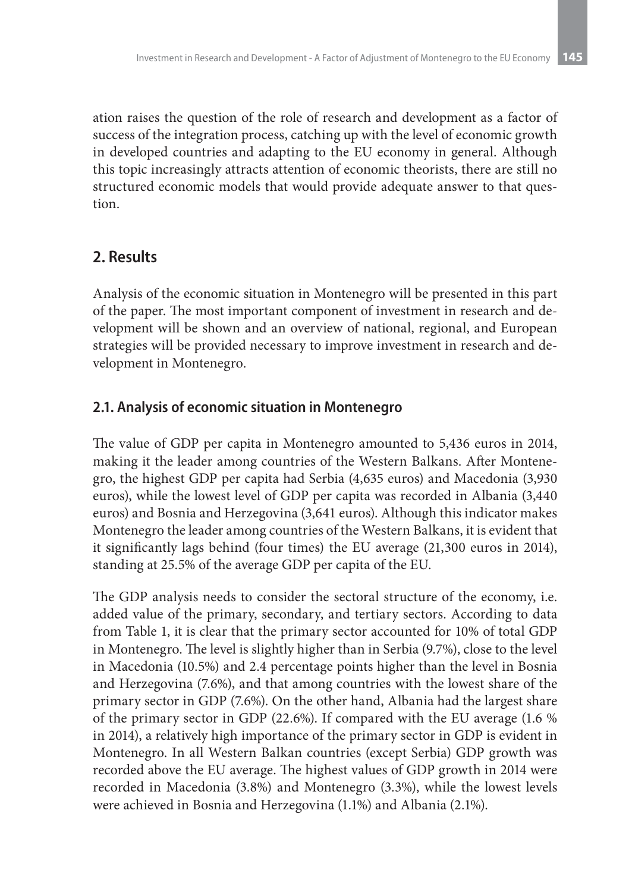ation raises the question of the role of research and development as a factor of success of the integration process, catching up with the level of economic growth in developed countries and adapting to the EU economy in general. Although this topic increasingly attracts attention of economic theorists, there are still no structured economic models that would provide adequate answer to that question.

## 2. Results

Analysis of the economic situation in Montenegro will be presented in this part of the paper. The most important component of investment in research and development will be shown and an overview of national, regional, and European strategies will be provided necessary to improve investment in research and development in Montenegro.

### 2.1. Analysis of economic situation in Montenegro

The value of GDP per capita in Montenegro amounted to 5,436 euros in 2014, making it the leader among countries of the Western Balkans. After Montenegro, the highest GDP per capita had Serbia (4,635 euros) and Macedonia (3,930 euros), while the lowest level of GDP per capita was recorded in Albania (3,440 euros) and Bosnia and Herzegovina (3,641 euros). Although this indicator makes Montenegro the leader among countries of the Western Balkans, it is evident that it significantly lags behind (four times) the EU average (21,300 euros in 2014), standing at 25.5% of the average GDP per capita of the EU.

The GDP analysis needs to consider the sectoral structure of the economy, i.e. added value of the primary, secondary, and tertiary sectors. According to data from Table 1, it is clear that the primary sector accounted for 10% of total GDP in Montenegro. The level is slightly higher than in Serbia (9.7%), close to the level in Macedonia (10.5%) and 2.4 percentage points higher than the level in Bosnia and Herzegovina (7.6%), and that among countries with the lowest share of the primary sector in GDP (7.6%). On the other hand, Albania had the largest share of the primary sector in GDP (22.6%). If compared with the EU average (1.6 % in 2014), a relatively high importance of the primary sector in GDP is evident in Montenegro. In all Western Balkan countries (except Serbia) GDP growth was recorded above the EU average. The highest values of GDP growth in 2014 were recorded in Macedonia (3.8%) and Montenegro (3.3%), while the lowest levels were achieved in Bosnia and Herzegovina (1.1%) and Albania (2.1%).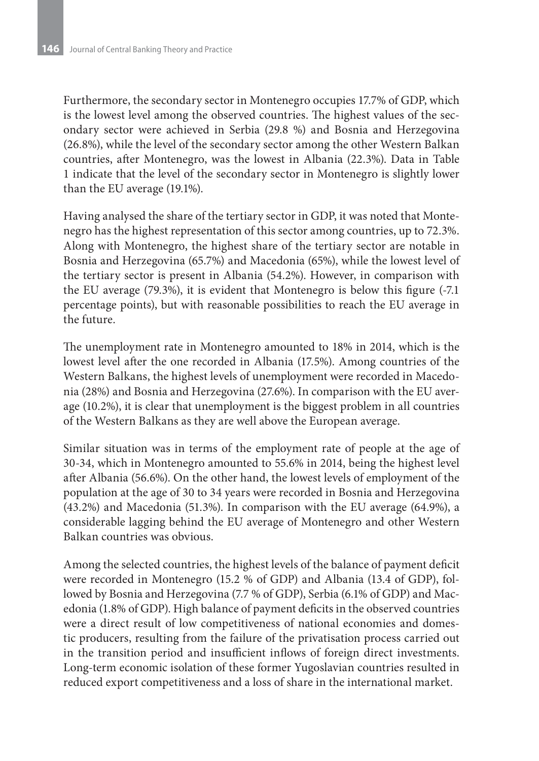Furthermore, the secondary sector in Montenegro occupies 17.7% of GDP, which is the lowest level among the observed countries. The highest values of the secondary sector were achieved in Serbia (29.8 %) and Bosnia and Herzegovina (26.8%), while the level of the secondary sector among the other Western Balkan countries, after Montenegro, was the lowest in Albania (22.3%). Data in Table 1 indicate that the level of the secondary sector in Montenegro is slightly lower than the EU average (19.1%).

Having analysed the share of the tertiary sector in GDP, it was noted that Montenegro has the highest representation of this sector among countries, up to 72.3%. Along with Montenegro, the highest share of the tertiary sector are notable in Bosnia and Herzegovina (65.7%) and Macedonia (65%), while the lowest level of the tertiary sector is present in Albania (54.2%). However, in comparison with the EU average (79.3%), it is evident that Montenegro is below this figure (-7.1 percentage points), but with reasonable possibilities to reach the EU average in the future.

The unemployment rate in Montenegro amounted to 18% in 2014, which is the lowest level after the one recorded in Albania (17.5%). Among countries of the Western Balkans, the highest levels of unemployment were recorded in Macedonia (28%) and Bosnia and Herzegovina (27.6%). In comparison with the EU average (10.2%), it is clear that unemployment is the biggest problem in all countries of the Western Balkans as they are well above the European average.

Similar situation was in terms of the employment rate of people at the age of 30-34, which in Montenegro amounted to 55.6% in 2014, being the highest level after Albania (56.6%). On the other hand, the lowest levels of employment of the population at the age of 30 to 34 years were recorded in Bosnia and Herzegovina (43.2%) and Macedonia (51.3%). In comparison with the EU average (64.9%), a considerable lagging behind the EU average of Montenegro and other Western Balkan countries was obvious.

Among the selected countries, the highest levels of the balance of payment deficit were recorded in Montenegro (15.2 % of GDP) and Albania (13.4 of GDP), followed by Bosnia and Herzegovina (7.7 % of GDP), Serbia (6.1% of GDP) and Macedonia (1.8% of GDP). High balance of payment deficits in the observed countries were a direct result of low competitiveness of national economies and domestic producers, resulting from the failure of the privatisation process carried out in the transition period and insufficient inflows of foreign direct investments. Long-term economic isolation of these former Yugoslavian countries resulted in reduced export competitiveness and a loss of share in the international market.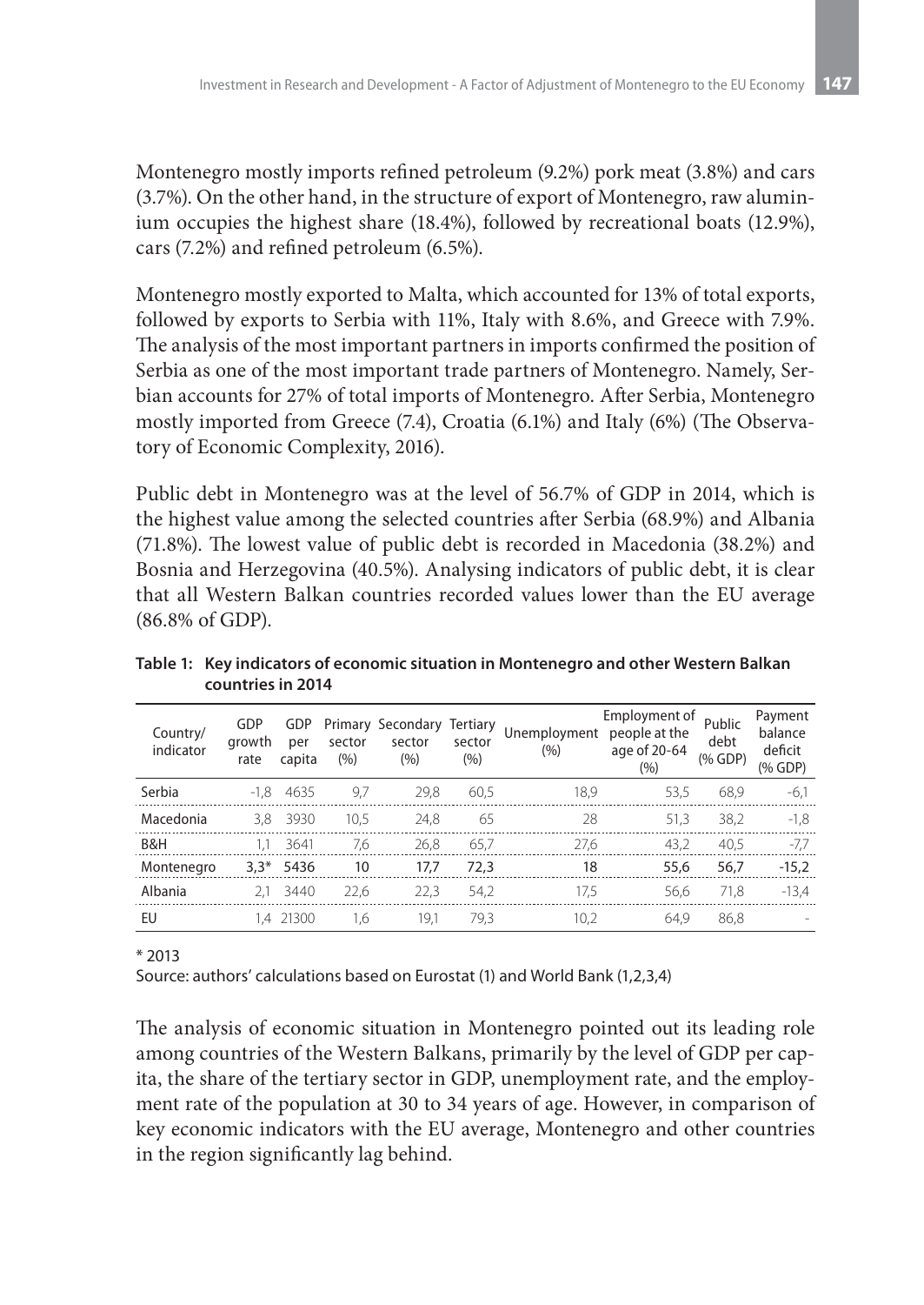Montenegro mostly imports refined petroleum (9.2%) pork meat (3.8%) and cars (3.7%). On the other hand, in the structure of export of Montenegro, raw aluminium occupies the highest share (18.4%), followed by recreational boats (12.9%), cars (7.2%) and refined petroleum (6.5%).

Montenegro mostly exported to Malta, which accounted for 13% of total exports, followed by exports to Serbia with 11%, Italy with 8.6%, and Greece with 7.9%. The analysis of the most important partners in imports confirmed the position of Serbia as one of the most important trade partners of Montenegro. Namely, Serbian accounts for 27% of total imports of Montenegro. After Serbia, Montenegro mostly imported from Greece (7.4), Croatia (6.1%) and Italy (6%) (The Observatory of Economic Complexity, 2016).

Public debt in Montenegro was at the level of 56.7% of GDP in 2014, which is the highest value among the selected countries after Serbia (68.9%) and Albania (71.8%). The lowest value of public debt is recorded in Macedonia (38.2%) and Bosnia and Herzegovina (40.5%). Analysing indicators of public debt, it is clear that all Western Balkan countries recorded values lower than the EU average (86.8% of GDP).

**Table 1: Key indicators of economic situation in Montenegro and other Western Balkan countries in 2014**

| Country/ indicator | GDP growth rate | GDP per capita | Primary sector (%) | Secondary sector (%) | Tertiary sector (%) | Unemployment (%) | Employment of people at the age of 20-64 (%) | Public debt (% GDP) | Payment balance deficit (% GDP) |
|---|---|---|---|---|---|---|---|---|---|
| Serbia | -1,8 | 4635 | 9,7 | 29,8 | 60,5 | 18,9 | 53,5 | 68,9 | -6,1 |
| Macedonia | 3,8 | 3930 | 10,5 | 24,8 | 65 | 28 | 51,3 | 38,2 | -1,8 |
| B&H | 1,1 | 3641 | 7,6 | 26,8 | 65,7 | 27,6 | 43,2 | 40,5 | -7,7 |
| **Montenegro** | **3,3*** | **5436** | **10** | **17,7** | **72,3** | **18** | **55,6** | **56,7** | **-15,2** |
| Albania | 2,1 | 3440 | 22,6 | 22,3 | 54,2 | 17,5 | 56,6 | 71,8 | -13,4 |
| EU | 1,4 | 21300 | 1,6 | 19,1 | 79,3 | 10,2 | 64,9 | 86,8 | - |

\* 2013

Source: authors' calculations based on Eurostat (1) and World Bank (1,2,3,4)

The analysis of economic situation in Montenegro pointed out its leading role among countries of the Western Balkans, primarily by the level of GDP per capita, the share of the tertiary sector in GDP, unemployment rate, and the employment rate of the population at 30 to 34 years of age. However, in comparison of key economic indicators with the EU average, Montenegro and other countries in the region significantly lag behind.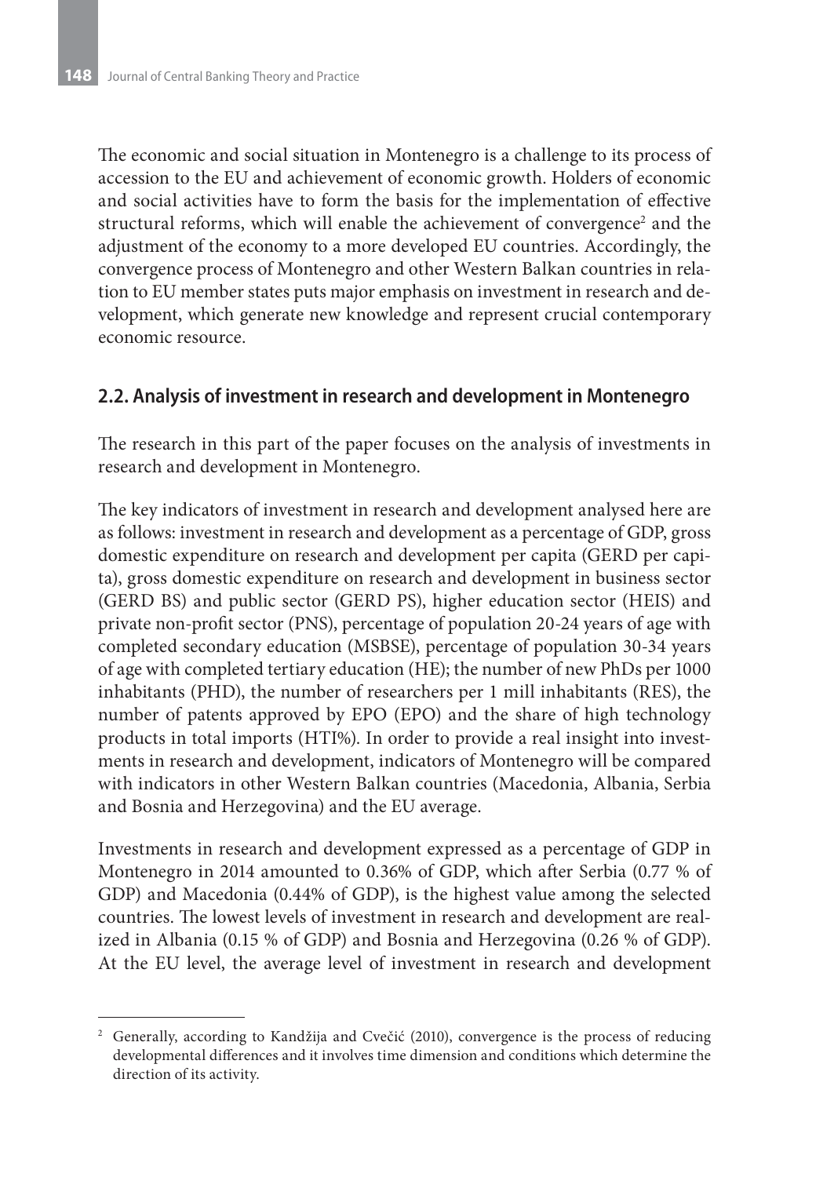The economic and social situation in Montenegro is a challenge to its process of accession to the EU and achievement of economic growth. Holders of economic and social activities have to form the basis for the implementation of effective structural reforms, which will enable the achievement of convergence[2] and the adjustment of the economy to a more developed EU countries. Accordingly, the convergence process of Montenegro and other Western Balkan countries in relation to EU member states puts major emphasis on investment in research and development, which generate new knowledge and represent crucial contemporary economic resource.

## 2.2. Analysis of investment in research and development in Montenegro

The research in this part of the paper focuses on the analysis of investments in research and development in Montenegro.

The key indicators of investment in research and development analysed here are as follows: investment in research and development as a percentage of GDP, gross domestic expenditure on research and development per capita (GERD per capita), gross domestic expenditure on research and development in business sector (GERD BS) and public sector (GERD PS), higher education sector (HEIS) and private non-profit sector (PNS), percentage of population 20-24 years of age with completed secondary education (MSBSE), percentage of population 30-34 years of age with completed tertiary education (HE); the number of new PhDs per 1000 inhabitants (PHD), the number of researchers per 1 mill inhabitants (RES), the number of patents approved by EPO (EPO) and the share of high technology products in total imports (HTI%). In order to provide a real insight into investments in research and development, indicators of Montenegro will be compared with indicators in other Western Balkan countries (Macedonia, Albania, Serbia and Bosnia and Herzegovina) and the EU average.

Investments in research and development expressed as a percentage of GDP in Montenegro in 2014 amounted to 0.36% of GDP, which after Serbia (0.77 % of GDP) and Macedonia (0.44% of GDP), is the highest value among the selected countries. The lowest levels of investment in research and development are realized in Albania (0.15 % of GDP) and Bosnia and Herzegovina (0.26 % of GDP). At the EU level, the average level of investment in research and development

---

[2] Generally, according to Kandžija and Cvečić (2010), convergence is the process of reducing developmental differences and it involves time dimension and conditions which determine the direction of its activity.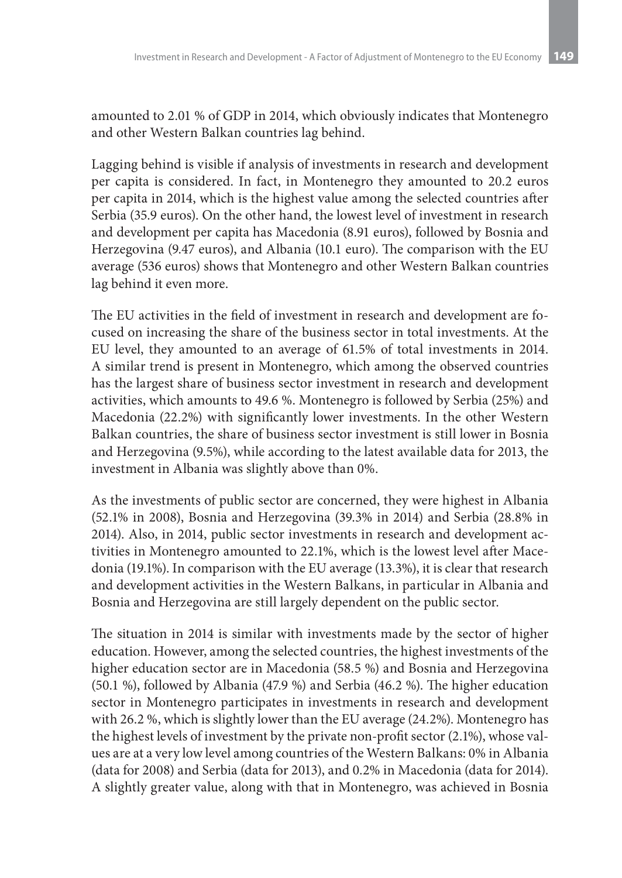amounted to 2.01 % of GDP in 2014, which obviously indicates that Montenegro and other Western Balkan countries lag behind.

Lagging behind is visible if analysis of investments in research and development per capita is considered. In fact, in Montenegro they amounted to 20.2 euros per capita in 2014, which is the highest value among the selected countries after Serbia (35.9 euros). On the other hand, the lowest level of investment in research and development per capita has Macedonia (8.91 euros), followed by Bosnia and Herzegovina (9.47 euros), and Albania (10.1 euro). The comparison with the EU average (536 euros) shows that Montenegro and other Western Balkan countries lag behind it even more.

The EU activities in the field of investment in research and development are focused on increasing the share of the business sector in total investments. At the EU level, they amounted to an average of 61.5% of total investments in 2014. A similar trend is present in Montenegro, which among the observed countries has the largest share of business sector investment in research and development activities, which amounts to 49.6 %. Montenegro is followed by Serbia (25%) and Macedonia (22.2%) with significantly lower investments. In the other Western Balkan countries, the share of business sector investment is still lower in Bosnia and Herzegovina (9.5%), while according to the latest available data for 2013, the investment in Albania was slightly above than 0%.

As the investments of public sector are concerned, they were highest in Albania (52.1% in 2008), Bosnia and Herzegovina (39.3% in 2014) and Serbia (28.8% in 2014). Also, in 2014, public sector investments in research and development activities in Montenegro amounted to 22.1%, which is the lowest level after Macedonia (19.1%). In comparison with the EU average (13.3%), it is clear that research and development activities in the Western Balkans, in particular in Albania and Bosnia and Herzegovina are still largely dependent on the public sector.

The situation in 2014 is similar with investments made by the sector of higher education. However, among the selected countries, the highest investments of the higher education sector are in Macedonia (58.5 %) and Bosnia and Herzegovina (50.1 %), followed by Albania (47.9 %) and Serbia (46.2 %). The higher education sector in Montenegro participates in investments in research and development with 26.2 %, which is slightly lower than the EU average (24.2%). Montenegro has the highest levels of investment by the private non-profit sector (2.1%), whose values are at a very low level among countries of the Western Balkans: 0% in Albania (data for 2008) and Serbia (data for 2013), and 0.2% in Macedonia (data for 2014). A slightly greater value, along with that in Montenegro, was achieved in Bosnia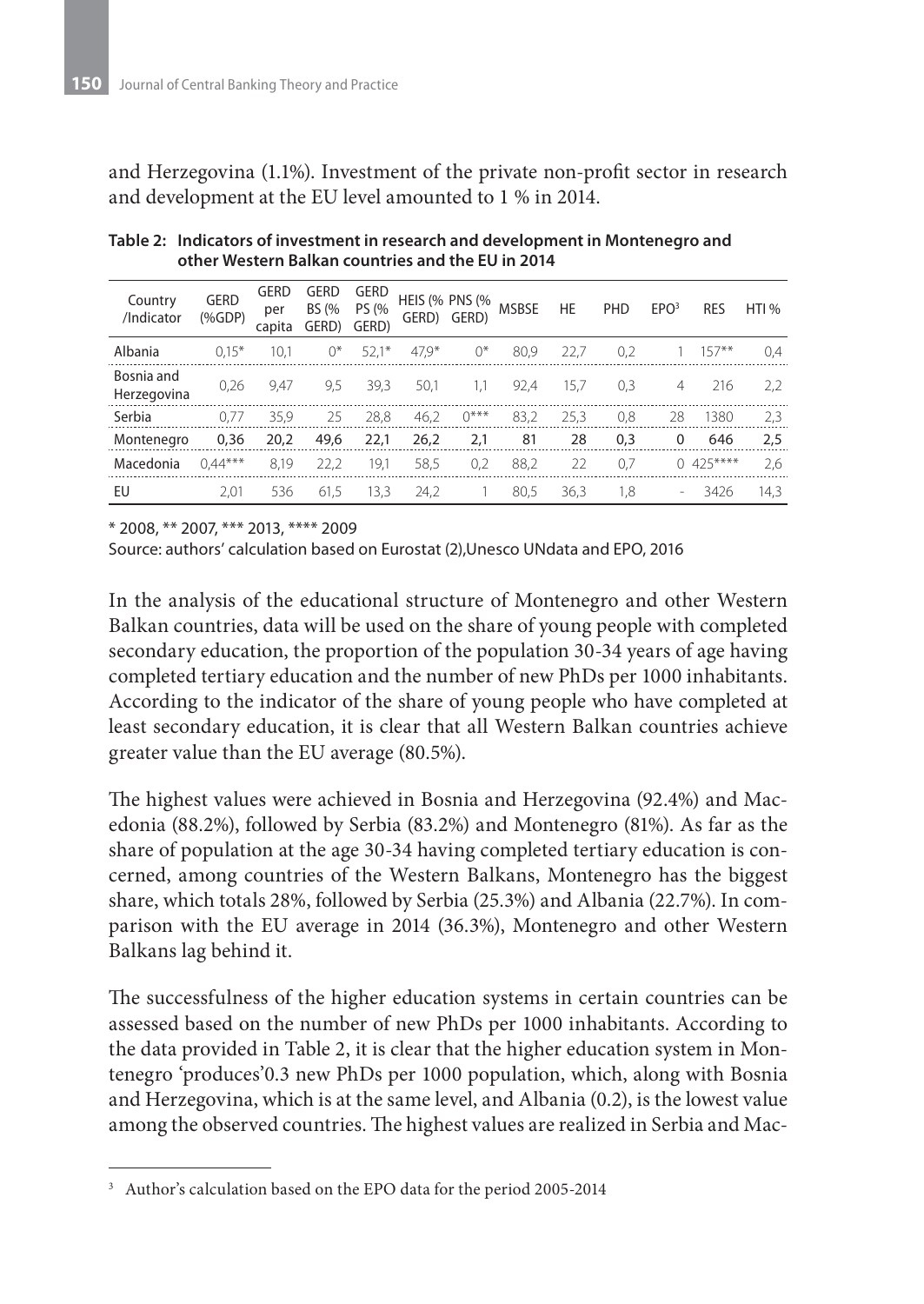and Herzegovina (1.1%). Investment of the private non-profit sector in research and development at the EU level amounted to 1 % in 2014.

**Table 2: Indicators of investment in research and development in Montenegro and other Western Balkan countries and the EU in 2014**

| Country /Indicator | GERD (%GDP) | GERD per capita | GERD BS (% GERD) | GERD PS (% GERD) | HEIS (% GERD) | PNS (% GERD) | MSBSE | HE | PHD | EPO[3] | RES | HTI % |
|---|---|---|---|---|---|---|---|---|---|---|---|---|
| Albania | 0,15* | 10,1 | 0* | 52,1* | 47,9* | 0* | 80,9 | 22,7 | 0,2 | 1 | 157** | 0,4 |
| Bosnia and Herzegovina | 0,26 | 9,47 | 9,5 | 39,3 | 50,1 | 1,1 | 92,4 | 15,7 | 0,3 | 4 | 216 | 2,2 |
| Serbia | 0,77 | 35,9 | 25 | 28,8 | 46,2 | 0*** | 83,2 | 25,3 | 0,8 | 28 | 1380 | 2,3 |
| **Montenegro** | **0,36** | **20,2** | **49,6** | **22,1** | **26,2** | **2,1** | **81** | **28** | **0,3** | **0** | **646** | **2,5** |
| Macedonia | 0,44*** | 8,19 | 22,2 | 19,1 | 58,5 | 0,2 | 88,2 | 22 | 0,7 | 0 | 425**** | 2,6 |
| EU | 2,01 | 536 | 61,5 | 13,3 | 24,2 | 1 | 80,5 | 36,3 | 1,8 | - | 3426 | 14,3 |

* 2008, ** 2007, *** 2013, **** 2009

Source: authors' calculation based on Eurostat (2),Unesco UNdata and EPO, 2016

In the analysis of the educational structure of Montenegro and other Western Balkan countries, data will be used on the share of young people with completed secondary education, the proportion of the population 30-34 years of age having completed tertiary education and the number of new PhDs per 1000 inhabitants. According to the indicator of the share of young people who have completed at least secondary education, it is clear that all Western Balkan countries achieve greater value than the EU average (80.5%).

The highest values were achieved in Bosnia and Herzegovina (92.4%) and Macedonia (88.2%), followed by Serbia (83.2%) and Montenegro (81%). As far as the share of population at the age 30-34 having completed tertiary education is concerned, among countries of the Western Balkans, Montenegro has the biggest share, which totals 28%, followed by Serbia (25.3%) and Albania (22.7%). In comparison with the EU average in 2014 (36.3%), Montenegro and other Western Balkans lag behind it.

The successfulness of the higher education systems in certain countries can be assessed based on the number of new PhDs per 1000 inhabitants. According to the data provided in Table 2, it is clear that the higher education system in Montenegro 'produces'0.3 new PhDs per 1000 population, which, along with Bosnia and Herzegovina, which is at the same level, and Albania (0.2), is the lowest value among the observed countries. The highest values are realized in Serbia and Mac-

[3] Author's calculation based on the EPO data for the period 2005-2014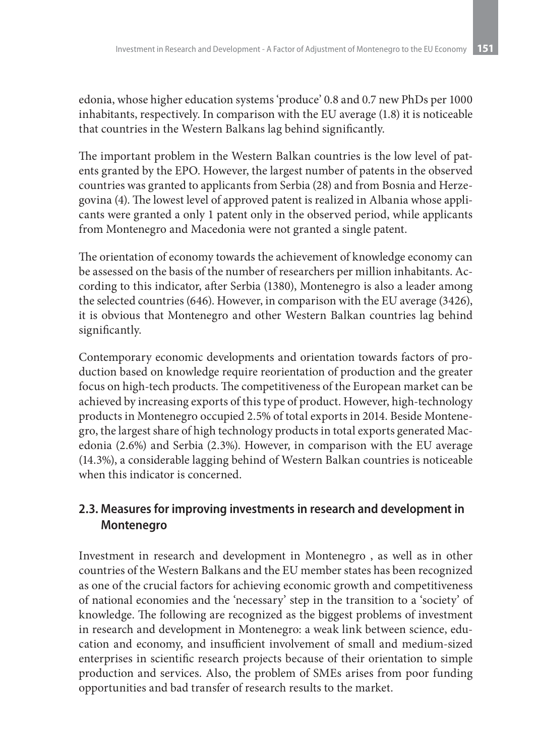edonia, whose higher education systems 'produce' 0.8 and 0.7 new PhDs per 1000 inhabitants, respectively. In comparison with the EU average (1.8) it is noticeable that countries in the Western Balkans lag behind significantly.

The important problem in the Western Balkan countries is the low level of patents granted by the EPO. However, the largest number of patents in the observed countries was granted to applicants from Serbia (28) and from Bosnia and Herzegovina (4). The lowest level of approved patent is realized in Albania whose applicants were granted a only 1 patent only in the observed period, while applicants from Montenegro and Macedonia were not granted a single patent.

The orientation of economy towards the achievement of knowledge economy can be assessed on the basis of the number of researchers per million inhabitants. According to this indicator, after Serbia (1380), Montenegro is also a leader among the selected countries (646). However, in comparison with the EU average (3426), it is obvious that Montenegro and other Western Balkan countries lag behind significantly.

Contemporary economic developments and orientation towards factors of production based on knowledge require reorientation of production and the greater focus on high-tech products. The competitiveness of the European market can be achieved by increasing exports of this type of product. However, high-technology products in Montenegro occupied 2.5% of total exports in 2014. Beside Montenegro, the largest share of high technology products in total exports generated Macedonia (2.6%) and Serbia (2.3%). However, in comparison with the EU average (14.3%), a considerable lagging behind of Western Balkan countries is noticeable when this indicator is concerned.

## 2.3. Measures for improving investments in research and development in Montenegro

Investment in research and development in Montenegro , as well as in other countries of the Western Balkans and the EU member states has been recognized as one of the crucial factors for achieving economic growth and competitiveness of national economies and the 'necessary' step in the transition to a 'society' of knowledge. The following are recognized as the biggest problems of investment in research and development in Montenegro: a weak link between science, education and economy, and insufficient involvement of small and medium-sized enterprises in scientific research projects because of their orientation to simple production and services. Also, the problem of SMEs arises from poor funding opportunities and bad transfer of research results to the market.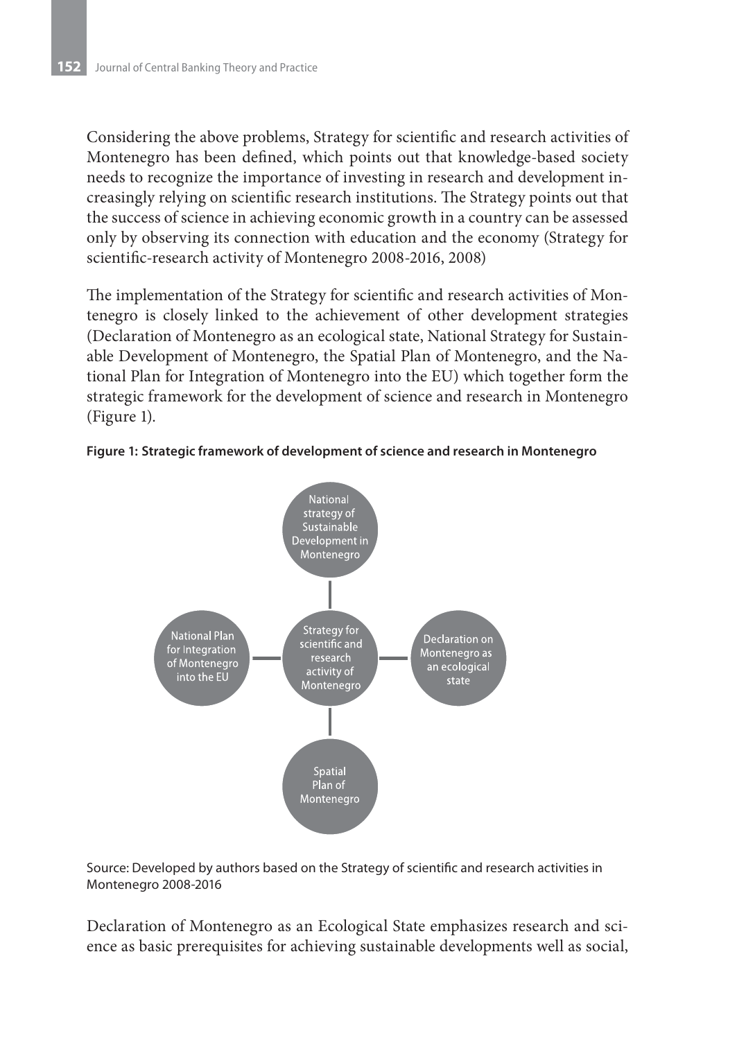Considering the above problems, Strategy for scientific and research activities of Montenegro has been defined, which points out that knowledge-based society needs to recognize the importance of investing in research and development increasingly relying on scientific research institutions. The Strategy points out that the success of science in achieving economic growth in a country can be assessed only by observing its connection with education and the economy (Strategy for scientific-research activity of Montenegro 2008-2016, 2008)

The implementation of the Strategy for scientific and research activities of Montenegro is closely linked to the achievement of other development strategies (Declaration of Montenegro as an ecological state, National Strategy for Sustainable Development of Montenegro, the Spatial Plan of Montenegro, and the National Plan for Integration of Montenegro into the EU) which together form the strategic framework for the development of science and research in Montenegro (Figure 1).

**Figure 1: Strategic framework of development of science and research in Montenegro**

National strategy of Sustainable Development in Montenegro

National Plan for Integration of Montenegro into the EU

Strategy for scientific and research activity of Montenegro

Declaration on Montenegro as an ecological state

Spatial Plan of Montenegro

Source: Developed by authors based on the Strategy of scientific and research activities in Montenegro 2008-2016

Declaration of Montenegro as an Ecological State emphasizes research and science as basic prerequisites for achieving sustainable developments well as social,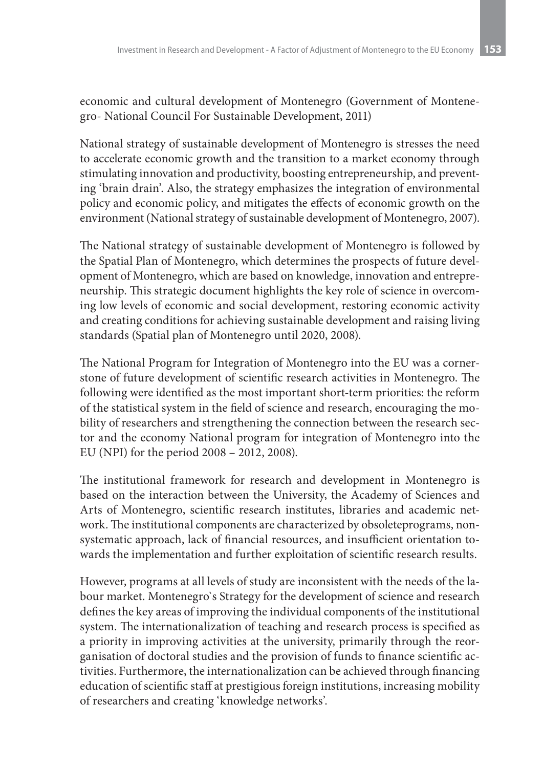economic and cultural development of Montenegro (Government of Montenegro- National Council For Sustainable Development, 2011)

National strategy of sustainable development of Montenegro is stresses the need to accelerate economic growth and the transition to a market economy through stimulating innovation and productivity, boosting entrepreneurship, and preventing 'brain drain'. Also, the strategy emphasizes the integration of environmental policy and economic policy, and mitigates the effects of economic growth on the environment (National strategy of sustainable development of Montenegro, 2007).

The National strategy of sustainable development of Montenegro is followed by the Spatial Plan of Montenegro, which determines the prospects of future development of Montenegro, which are based on knowledge, innovation and entrepreneurship. This strategic document highlights the key role of science in overcoming low levels of economic and social development, restoring economic activity and creating conditions for achieving sustainable development and raising living standards (Spatial plan of Montenegro until 2020, 2008).

The National Program for Integration of Montenegro into the EU was a cornerstone of future development of scientific research activities in Montenegro. The following were identified as the most important short-term priorities: the reform of the statistical system in the field of science and research, encouraging the mobility of researchers and strengthening the connection between the research sector and the economy National program for integration of Montenegro into the EU (NPI) for the period 2008 – 2012, 2008).

The institutional framework for research and development in Montenegro is based on the interaction between the University, the Academy of Sciences and Arts of Montenegro, scientific research institutes, libraries and academic network. The institutional components are characterized by obsoleteprograms, nonsystematic approach, lack of financial resources, and insufficient orientation towards the implementation and further exploitation of scientific research results.

However, programs at all levels of study are inconsistent with the needs of the labour market. Montenegro`s Strategy for the development of science and research defines the key areas of improving the individual components of the institutional system. The internationalization of teaching and research process is specified as a priority in improving activities at the university, primarily through the reorganisation of doctoral studies and the provision of funds to finance scientific activities. Furthermore, the internationalization can be achieved through financing education of scientific staff at prestigious foreign institutions, increasing mobility of researchers and creating 'knowledge networks'.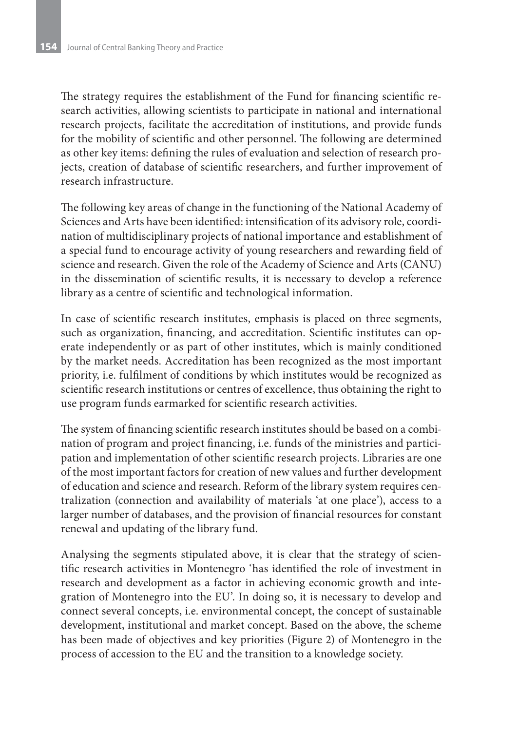The strategy requires the establishment of the Fund for financing scientific research activities, allowing scientists to participate in national and international research projects, facilitate the accreditation of institutions, and provide funds for the mobility of scientific and other personnel. The following are determined as other key items: defining the rules of evaluation and selection of research projects, creation of database of scientific researchers, and further improvement of research infrastructure.

The following key areas of change in the functioning of the National Academy of Sciences and Arts have been identified: intensification of its advisory role, coordination of multidisciplinary projects of national importance and establishment of a special fund to encourage activity of young researchers and rewarding field of science and research. Given the role of the Academy of Science and Arts (CANU) in the dissemination of scientific results, it is necessary to develop a reference library as a centre of scientific and technological information.

In case of scientific research institutes, emphasis is placed on three segments, such as organization, financing, and accreditation. Scientific institutes can operate independently or as part of other institutes, which is mainly conditioned by the market needs. Accreditation has been recognized as the most important priority, i.e. fulfilment of conditions by which institutes would be recognized as scientific research institutions or centres of excellence, thus obtaining the right to use program funds earmarked for scientific research activities.

The system of financing scientific research institutes should be based on a combination of program and project financing, i.e. funds of the ministries and participation and implementation of other scientific research projects. Libraries are one of the most important factors for creation of new values and further development of education and science and research. Reform of the library system requires centralization (connection and availability of materials 'at one place'), access to a larger number of databases, and the provision of financial resources for constant renewal and updating of the library fund.

Analysing the segments stipulated above, it is clear that the strategy of scientific research activities in Montenegro 'has identified the role of investment in research and development as a factor in achieving economic growth and integration of Montenegro into the EU'. In doing so, it is necessary to develop and connect several concepts, i.e. environmental concept, the concept of sustainable development, institutional and market concept. Based on the above, the scheme has been made of objectives and key priorities (Figure 2) of Montenegro in the process of accession to the EU and the transition to a knowledge society.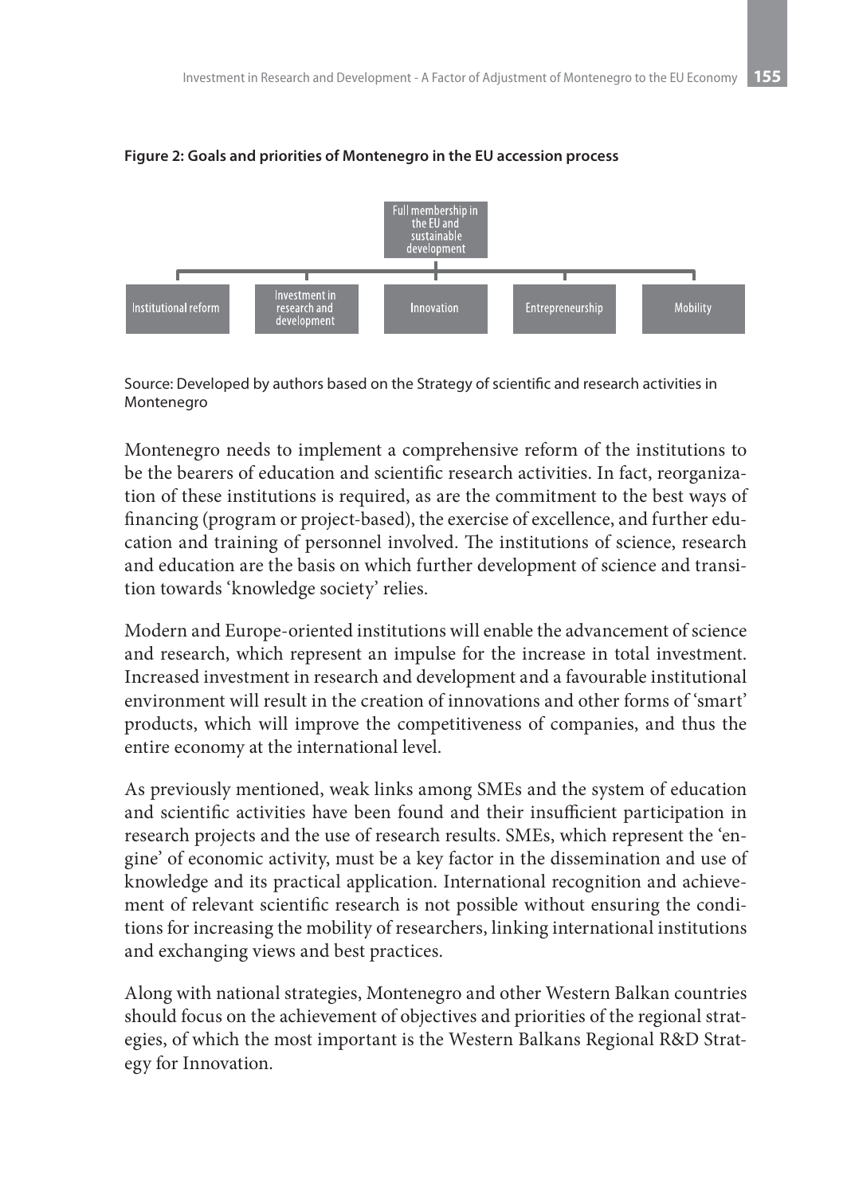**Figure 2: Goals and priorities of Montenegro in the EU accession process**

Full membership in the EU and sustainable development

Institutional reform | Investment in research and development | Innovation | Entrepreneurship | Mobility

Source: Developed by authors based on the Strategy of scientific and research activities in Montenegro

Montenegro needs to implement a comprehensive reform of the institutions to be the bearers of education and scientific research activities. In fact, reorganization of these institutions is required, as are the commitment to the best ways of financing (program or project-based), the exercise of excellence, and further education and training of personnel involved. The institutions of science, research and education are the basis on which further development of science and transition towards 'knowledge society' relies.

Modern and Europe-oriented institutions will enable the advancement of science and research, which represent an impulse for the increase in total investment. Increased investment in research and development and a favourable institutional environment will result in the creation of innovations and other forms of 'smart' products, which will improve the competitiveness of companies, and thus the entire economy at the international level.

As previously mentioned, weak links among SMEs and the system of education and scientific activities have been found and their insufficient participation in research projects and the use of research results. SMEs, which represent the 'engine' of economic activity, must be a key factor in the dissemination and use of knowledge and its practical application. International recognition and achievement of relevant scientific research is not possible without ensuring the conditions for increasing the mobility of researchers, linking international institutions and exchanging views and best practices.

Along with national strategies, Montenegro and other Western Balkan countries should focus on the achievement of objectives and priorities of the regional strategies, of which the most important is the Western Balkans Regional R&D Strategy for Innovation.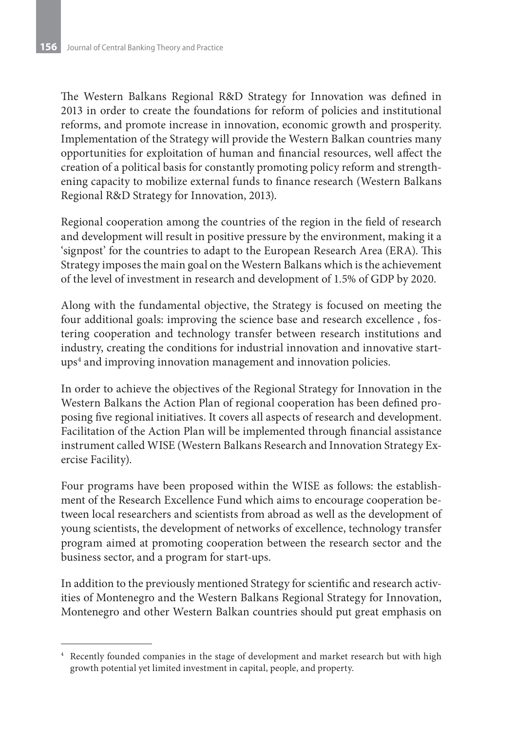The Western Balkans Regional R&D Strategy for Innovation was defined in 2013 in order to create the foundations for reform of policies and institutional reforms, and promote increase in innovation, economic growth and prosperity. Implementation of the Strategy will provide the Western Balkan countries many opportunities for exploitation of human and financial resources, well affect the creation of a political basis for constantly promoting policy reform and strengthening capacity to mobilize external funds to finance research (Western Balkans Regional R&D Strategy for Innovation, 2013).

Regional cooperation among the countries of the region in the field of research and development will result in positive pressure by the environment, making it a 'signpost' for the countries to adapt to the European Research Area (ERA). This Strategy imposes the main goal on the Western Balkans which is the achievement of the level of investment in research and development of 1.5% of GDP by 2020.

Along with the fundamental objective, the Strategy is focused on meeting the four additional goals: improving the science base and research excellence , fostering cooperation and technology transfer between research institutions and industry, creating the conditions for industrial innovation and innovative start-ups[4] and improving innovation management and innovation policies.

In order to achieve the objectives of the Regional Strategy for Innovation in the Western Balkans the Action Plan of regional cooperation has been defined proposing five regional initiatives. It covers all aspects of research and development. Facilitation of the Action Plan will be implemented through financial assistance instrument called WISE (Western Balkans Research and Innovation Strategy Exercise Facility).

Four programs have been proposed within the WISE as follows: the establishment of the Research Excellence Fund which aims to encourage cooperation between local researchers and scientists from abroad as well as the development of young scientists, the development of networks of excellence, technology transfer program aimed at promoting cooperation between the research sector and the business sector, and a program for start-ups.

In addition to the previously mentioned Strategy for scientific and research activities of Montenegro and the Western Balkans Regional Strategy for Innovation, Montenegro and other Western Balkan countries should put great emphasis on

---

[4] Recently founded companies in the stage of development and market research but with high growth potential yet limited investment in capital, people, and property.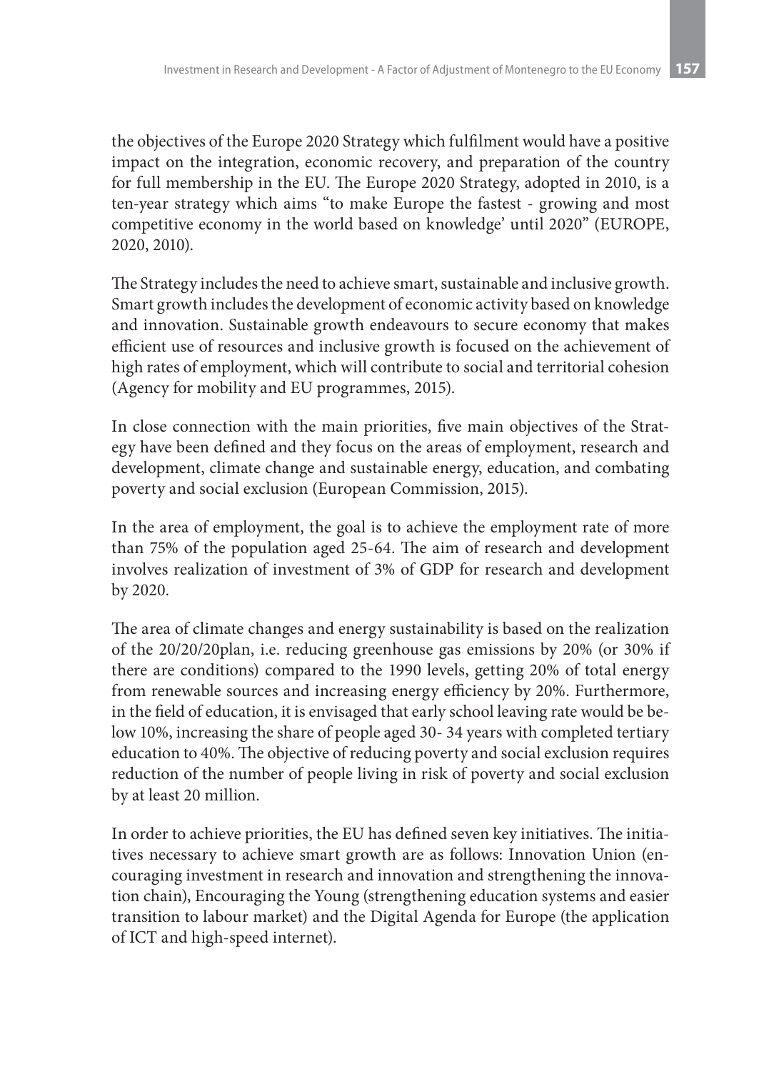the objectives of the Europe 2020 Strategy which fulfilment would have a positive impact on the integration, economic recovery, and preparation of the country for full membership in the EU. The Europe 2020 Strategy, adopted in 2010, is a ten-year strategy which aims "to make Europe the fastest - growing and most competitive economy in the world based on knowledge' until 2020" (EUROPE, 2020, 2010).

The Strategy includes the need to achieve smart, sustainable and inclusive growth. Smart growth includes the development of economic activity based on knowledge and innovation. Sustainable growth endeavours to secure economy that makes efficient use of resources and inclusive growth is focused on the achievement of high rates of employment, which will contribute to social and territorial cohesion (Agency for mobility and EU programmes, 2015).

In close connection with the main priorities, five main objectives of the Strategy have been defined and they focus on the areas of employment, research and development, climate change and sustainable energy, education, and combating poverty and social exclusion (European Commission, 2015).

In the area of employment, the goal is to achieve the employment rate of more than 75% of the population aged 25-64. The aim of research and development involves realization of investment of 3% of GDP for research and development by 2020.

The area of climate changes and energy sustainability is based on the realization of the 20/20/20plan, i.e. reducing greenhouse gas emissions by 20% (or 30% if there are conditions) compared to the 1990 levels, getting 20% of total energy from renewable sources and increasing energy efficiency by 20%. Furthermore, in the field of education, it is envisaged that early school leaving rate would be below 10%, increasing the share of people aged 30- 34 years with completed tertiary education to 40%. The objective of reducing poverty and social exclusion requires reduction of the number of people living in risk of poverty and social exclusion by at least 20 million.

In order to achieve priorities, the EU has defined seven key initiatives. The initiatives necessary to achieve smart growth are as follows: Innovation Union (encouraging investment in research and innovation and strengthening the innovation chain), Encouraging the Young (strengthening education systems and easier transition to labour market) and the Digital Agenda for Europe (the application of ICT and high-speed internet).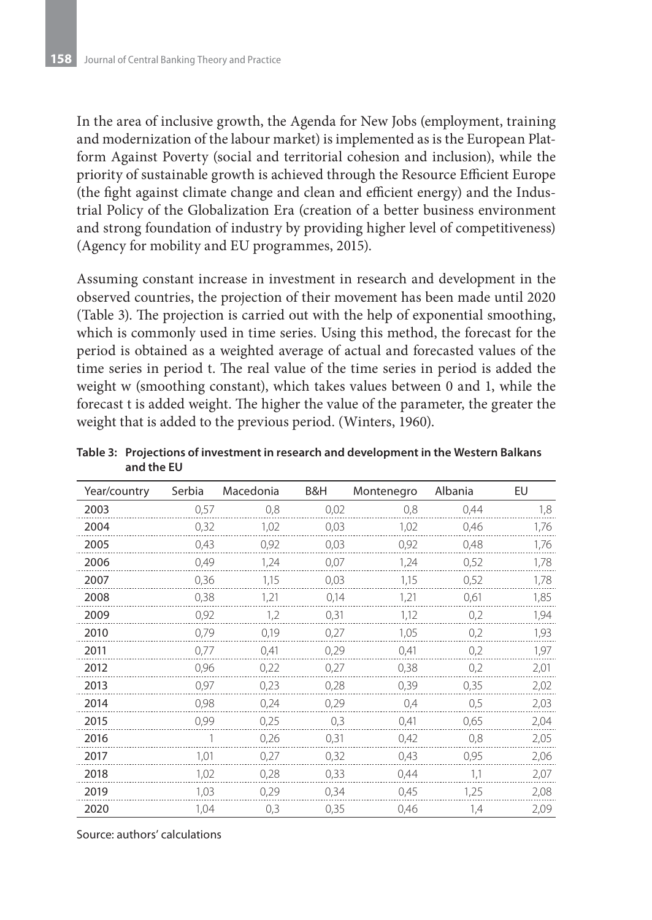In the area of inclusive growth, the Agenda for New Jobs (employment, training and modernization of the labour market) is implemented as is the European Platform Against Poverty (social and territorial cohesion and inclusion), while the priority of sustainable growth is achieved through the Resource Efficient Europe (the fight against climate change and clean and efficient energy) and the Industrial Policy of the Globalization Era (creation of a better business environment and strong foundation of industry by providing higher level of competitiveness) (Agency for mobility and EU programmes, 2015).

Assuming constant increase in investment in research and development in the observed countries, the projection of their movement has been made until 2020 (Table 3). The projection is carried out with the help of exponential smoothing, which is commonly used in time series. Using this method, the forecast for the period is obtained as a weighted average of actual and forecasted values of the time series in period t. The real value of the time series in period is added the weight w (smoothing constant), which takes values between 0 and 1, while the forecast t is added weight. The higher the value of the parameter, the greater the weight that is added to the previous period. (Winters, 1960).

**Table 3: Projections of investment in research and development in the Western Balkans and the EU**

| Year/country | Serbia | Macedonia | B&H | Montenegro | Albania | EU |
|---|---|---|---|---|---|---|
| 2003 | 0,57 | 0,8 | 0,02 | 0,8 | 0,44 | 1,8 |
| 2004 | 0,32 | 1,02 | 0,03 | 1,02 | 0,46 | 1,76 |
| 2005 | 0,43 | 0,92 | 0,03 | 0,92 | 0,48 | 1,76 |
| 2006 | 0,49 | 1,24 | 0,07 | 1,24 | 0,52 | 1,78 |
| 2007 | 0,36 | 1,15 | 0,03 | 1,15 | 0,52 | 1,78 |
| 2008 | 0,38 | 1,21 | 0,14 | 1,21 | 0,61 | 1,85 |
| 2009 | 0,92 | 1,2 | 0,31 | 1,12 | 0,2 | 1,94 |
| 2010 | 0,79 | 0,19 | 0,27 | 1,05 | 0,2 | 1,93 |
| 2011 | 0,77 | 0,41 | 0,29 | 0,41 | 0,2 | 1,97 |
| 2012 | 0,96 | 0,22 | 0,27 | 0,38 | 0,2 | 2,01 |
| 2013 | 0,97 | 0,23 | 0,28 | 0,39 | 0,35 | 2,02 |
| 2014 | 0,98 | 0,24 | 0,29 | 0,4 | 0,5 | 2,03 |
| 2015 | 0,99 | 0,25 | 0,3 | 0,41 | 0,65 | 2,04 |
| 2016 | 1 | 0,26 | 0,31 | 0,42 | 0,8 | 2,05 |
| 2017 | 1,01 | 0,27 | 0,32 | 0,43 | 0,95 | 2,06 |
| 2018 | 1,02 | 0,28 | 0,33 | 0,44 | 1,1 | 2,07 |
| 2019 | 1,03 | 0,29 | 0,34 | 0,45 | 1,25 | 2,08 |
| 2020 | 1,04 | 0,3 | 0,35 | 0,46 | 1,4 | 2,09 |

Source: authors' calculations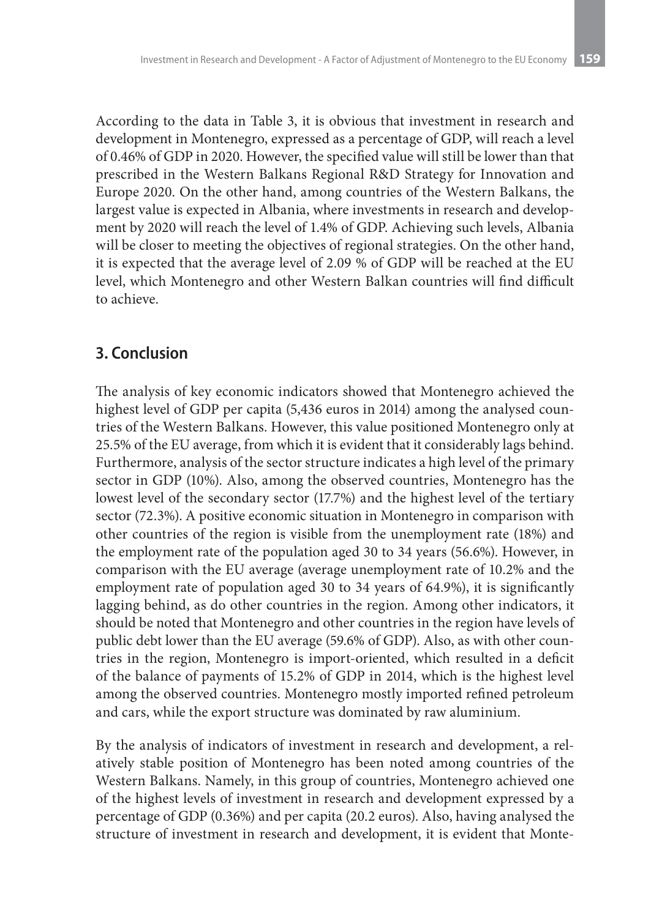According to the data in Table 3, it is obvious that investment in research and development in Montenegro, expressed as a percentage of GDP, will reach a level of 0.46% of GDP in 2020. However, the specified value will still be lower than that prescribed in the Western Balkans Regional R&D Strategy for Innovation and Europe 2020. On the other hand, among countries of the Western Balkans, the largest value is expected in Albania, where investments in research and development by 2020 will reach the level of 1.4% of GDP. Achieving such levels, Albania will be closer to meeting the objectives of regional strategies. On the other hand, it is expected that the average level of 2.09 % of GDP will be reached at the EU level, which Montenegro and other Western Balkan countries will find difficult to achieve.

## 3. Conclusion

The analysis of key economic indicators showed that Montenegro achieved the highest level of GDP per capita (5,436 euros in 2014) among the analysed countries of the Western Balkans. However, this value positioned Montenegro only at 25.5% of the EU average, from which it is evident that it considerably lags behind. Furthermore, analysis of the sector structure indicates a high level of the primary sector in GDP (10%). Also, among the observed countries, Montenegro has the lowest level of the secondary sector (17.7%) and the highest level of the tertiary sector (72.3%). A positive economic situation in Montenegro in comparison with other countries of the region is visible from the unemployment rate (18%) and the employment rate of the population aged 30 to 34 years (56.6%). However, in comparison with the EU average (average unemployment rate of 10.2% and the employment rate of population aged 30 to 34 years of 64.9%), it is significantly lagging behind, as do other countries in the region. Among other indicators, it should be noted that Montenegro and other countries in the region have levels of public debt lower than the EU average (59.6% of GDP). Also, as with other countries in the region, Montenegro is import-oriented, which resulted in a deficit of the balance of payments of 15.2% of GDP in 2014, which is the highest level among the observed countries. Montenegro mostly imported refined petroleum and cars, while the export structure was dominated by raw aluminium.

By the analysis of indicators of investment in research and development, a relatively stable position of Montenegro has been noted among countries of the Western Balkans. Namely, in this group of countries, Montenegro achieved one of the highest levels of investment in research and development expressed by a percentage of GDP (0.36%) and per capita (20.2 euros). Also, having analysed the structure of investment in research and development, it is evident that Monte-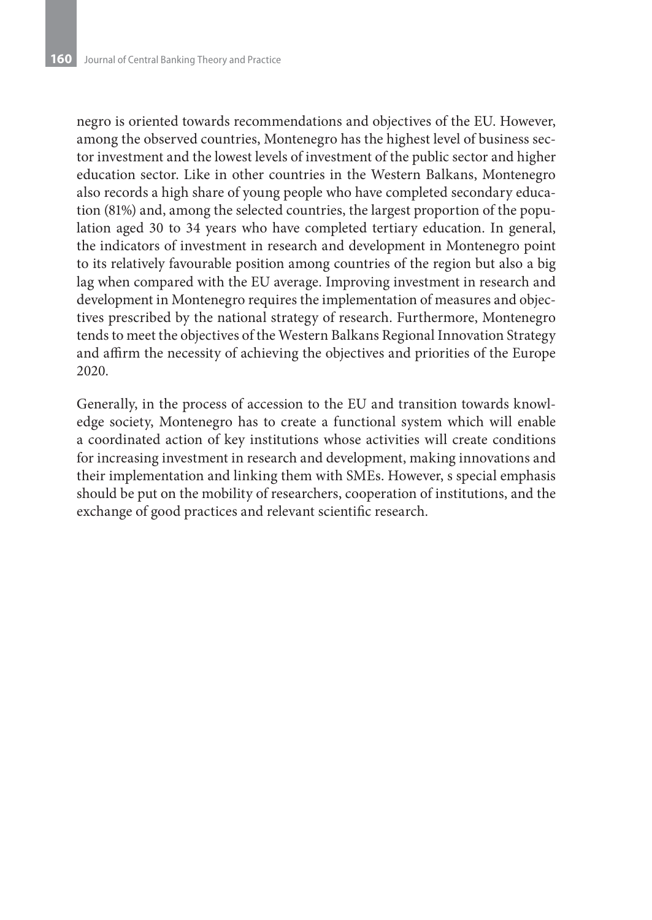negro is oriented towards recommendations and objectives of the EU. However, among the observed countries, Montenegro has the highest level of business sector investment and the lowest levels of investment of the public sector and higher education sector. Like in other countries in the Western Balkans, Montenegro also records a high share of young people who have completed secondary education (81%) and, among the selected countries, the largest proportion of the population aged 30 to 34 years who have completed tertiary education. In general, the indicators of investment in research and development in Montenegro point to its relatively favourable position among countries of the region but also a big lag when compared with the EU average. Improving investment in research and development in Montenegro requires the implementation of measures and objectives prescribed by the national strategy of research. Furthermore, Montenegro tends to meet the objectives of the Western Balkans Regional Innovation Strategy and affirm the necessity of achieving the objectives and priorities of the Europe 2020.

Generally, in the process of accession to the EU and transition towards knowledge society, Montenegro has to create a functional system which will enable a coordinated action of key institutions whose activities will create conditions for increasing investment in research and development, making innovations and their implementation and linking them with SMEs. However, s special emphasis should be put on the mobility of researchers, cooperation of institutions, and the exchange of good practices and relevant scientific research.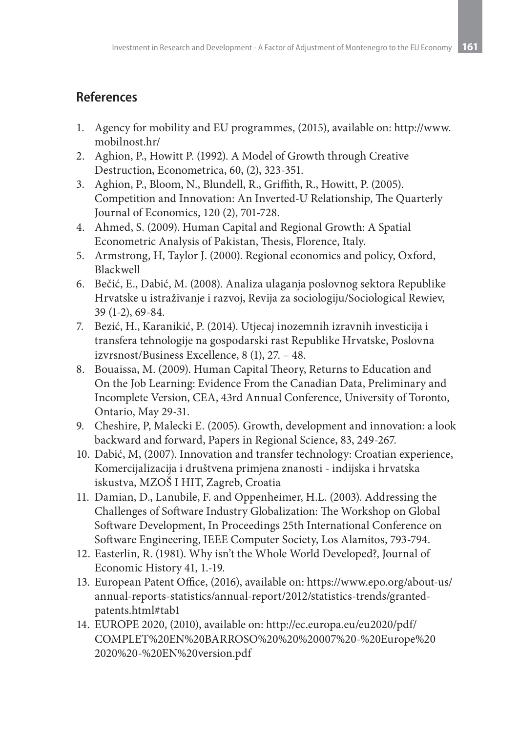## References

1. Agency for mobility and EU programmes, (2015), available on: http://www.mobilnost.hr/
2. Aghion, P., Howitt P. (1992). A Model of Growth through Creative Destruction, Econometrica, 60, (2), 323-351.
3. Aghion, P., Bloom, N., Blundell, R., Griffith, R., Howitt, P. (2005). Competition and Innovation: An Inverted-U Relationship, The Quarterly Journal of Economics, 120 (2), 701-728.
4. Ahmed, S. (2009). Human Capital and Regional Growth: A Spatial Econometric Analysis of Pakistan, Thesis, Florence, Italy.
5. Armstrong, H, Taylor J. (2000). Regional economics and policy, Oxford, Blackwell
6. Bečić, E., Dabić, M. (2008). Analiza ulaganja poslovnog sektora Republike Hrvatske u istraživanje i razvoj, Revija za sociologiju/Sociological Rewiev, 39 (1-2), 69-84.
7. Bezić, H., Karanikić, P. (2014). Utjecaj inozemnih izravnih investicija i transfera tehnologije na gospodarski rast Republike Hrvatske, Poslovna izvrsnost/Business Excellence, 8 (1), 27. – 48.
8. Bouaissa, M. (2009). Human Capital Theory, Returns to Education and On the Job Learning: Evidence From the Canadian Data, Preliminary and Incomplete Version, CEA, 43rd Annual Conference, University of Toronto, Ontario, May 29-31.
9. Cheshire, P, Malecki E. (2005). Growth, development and innovation: a look backward and forward, Papers in Regional Science, 83, 249-267.
10. Dabić, M, (2007). Innovation and transfer technology: Croatian experience, Komercijalizacija i društvena primjena znanosti - indijska i hrvatska iskustva, MZOŠ I HIT, Zagreb, Croatia
11. Damian, D., Lanubile, F. and Oppenheimer, H.L. (2003). Addressing the Challenges of Software Industry Globalization: The Workshop on Global Software Development, In Proceedings 25th International Conference on Software Engineering, IEEE Computer Society, Los Alamitos, 793-794.
12. Easterlin, R. (1981). Why isn't the Whole World Developed?, Journal of Economic History 41, 1.-19.
13. European Patent Office, (2016), available on: https://www.epo.org/about-us/annual-reports-statistics/annual-report/2012/statistics-trends/granted-patents.html#tab1
14. EUROPE 2020, (2010), available on: http://ec.europa.eu/eu2020/pdf/COMPLET%20EN%20BARROSO%20%20%20007%20-%20Europe%202020%20-%20EN%20version.pdf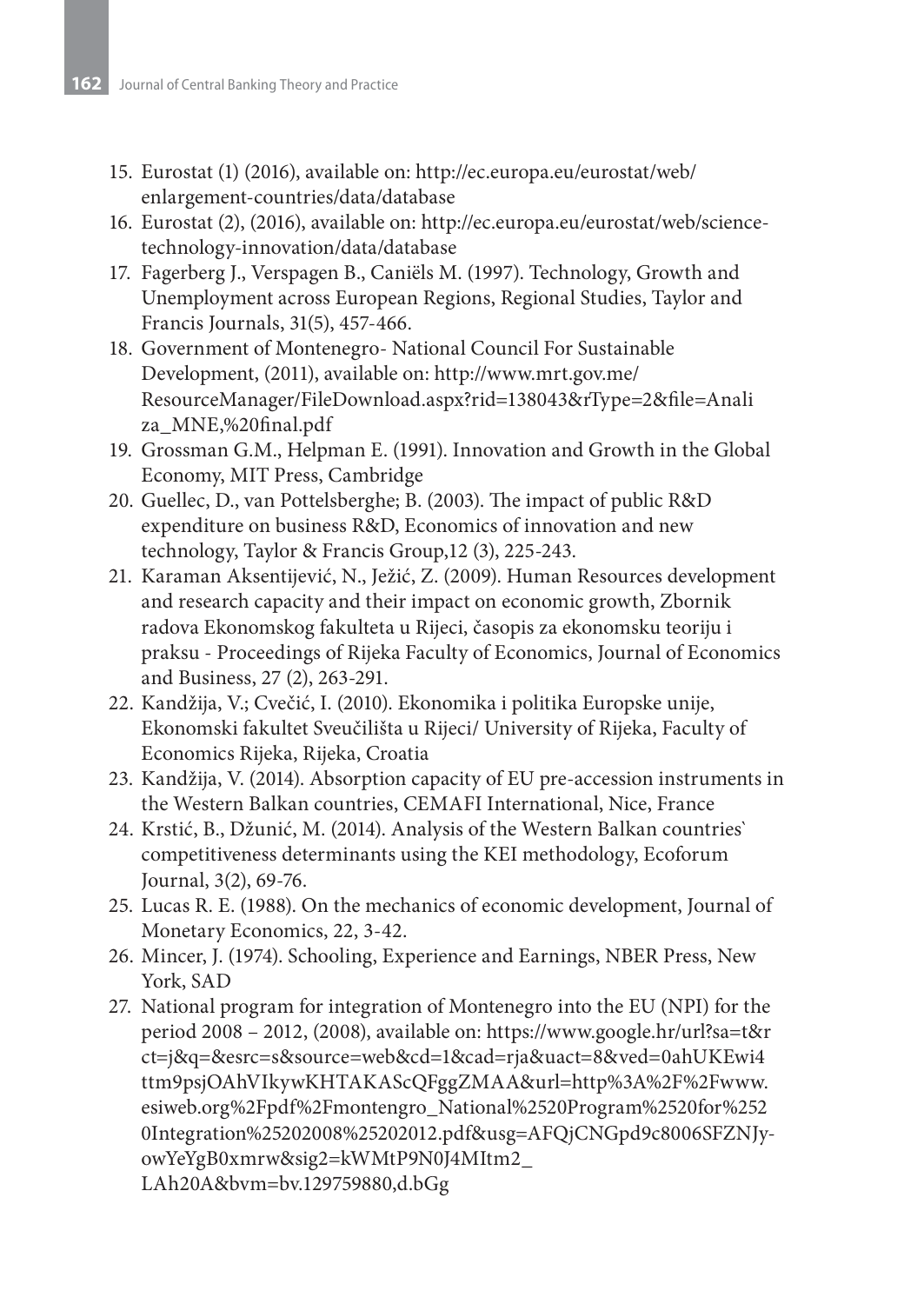15. Eurostat (1) (2016), available on: http://ec.europa.eu/eurostat/web/enlargement-countries/data/database
16. Eurostat (2), (2016), available on: http://ec.europa.eu/eurostat/web/science-technology-innovation/data/database
17. Fagerberg J., Verspagen B., Caniëls M. (1997). Technology, Growth and Unemployment across European Regions, Regional Studies, Taylor and Francis Journals, 31(5), 457-466.
18. Government of Montenegro- National Council For Sustainable Development, (2011), available on: http://www.mrt.gov.me/ResourceManager/FileDownload.aspx?rid=138043&rType=2&file=Analiza_MNE,%20final.pdf
19. Grossman G.M., Helpman E. (1991). Innovation and Growth in the Global Economy, MIT Press, Cambridge
20. Guellec, D., van Pottelsberghe; B. (2003). The impact of public R&D expenditure on business R&D, Economics of innovation and new technology, Taylor & Francis Group,12 (3), 225-243.
21. Karaman Aksentijević, N., Ježić, Z. (2009). Human Resources development and research capacity and their impact on economic growth, Zbornik radova Ekonomskog fakulteta u Rijeci, časopis za ekonomsku teoriju i praksu - Proceedings of Rijeka Faculty of Economics, Journal of Economics and Business, 27 (2), 263-291.
22. Kandžija, V.; Cvečić, I. (2010). Ekonomika i politika Europske unije, Ekonomski fakultet Sveučilišta u Rijeci/ University of Rijeka, Faculty of Economics Rijeka, Rijeka, Croatia
23. Kandžija, V. (2014). Absorption capacity of EU pre-accession instruments in the Western Balkan countries, CEMAFI International, Nice, France
24. Krstić, B., Džunić, M. (2014). Analysis of the Western Balkan countries` competitiveness determinants using the KEI methodology, Ecoforum Journal, 3(2), 69-76.
25. Lucas R. E. (1988). On the mechanics of economic development, Journal of Monetary Economics, 22, 3-42.
26. Mincer, J. (1974). Schooling, Experience and Earnings, NBER Press, New York, SAD
27. National program for integration of Montenegro into the EU (NPI) for the period 2008 – 2012, (2008), available on: https://www.google.hr/url?sa=t&rct=j&q=&esrc=s&source=web&cd=1&cad=rja&uact=8&ved=0ahUKEwi4ttm9psjOAhVIkywKHTAKAScQFggZMAA&url=http%3A%2F%2Fwww.esiweb.org%2Fpdf%2Fmontengro_National%2520Program%2520for%2520Integration%25202008%25202012.pdf&usg=AFQjCNGpd9c8006SFZNJy-owYeYgB0xmrw&sig2=kWMtP9N0J4MItm2_LAh20A&bvm=bv.129759880,d.bGg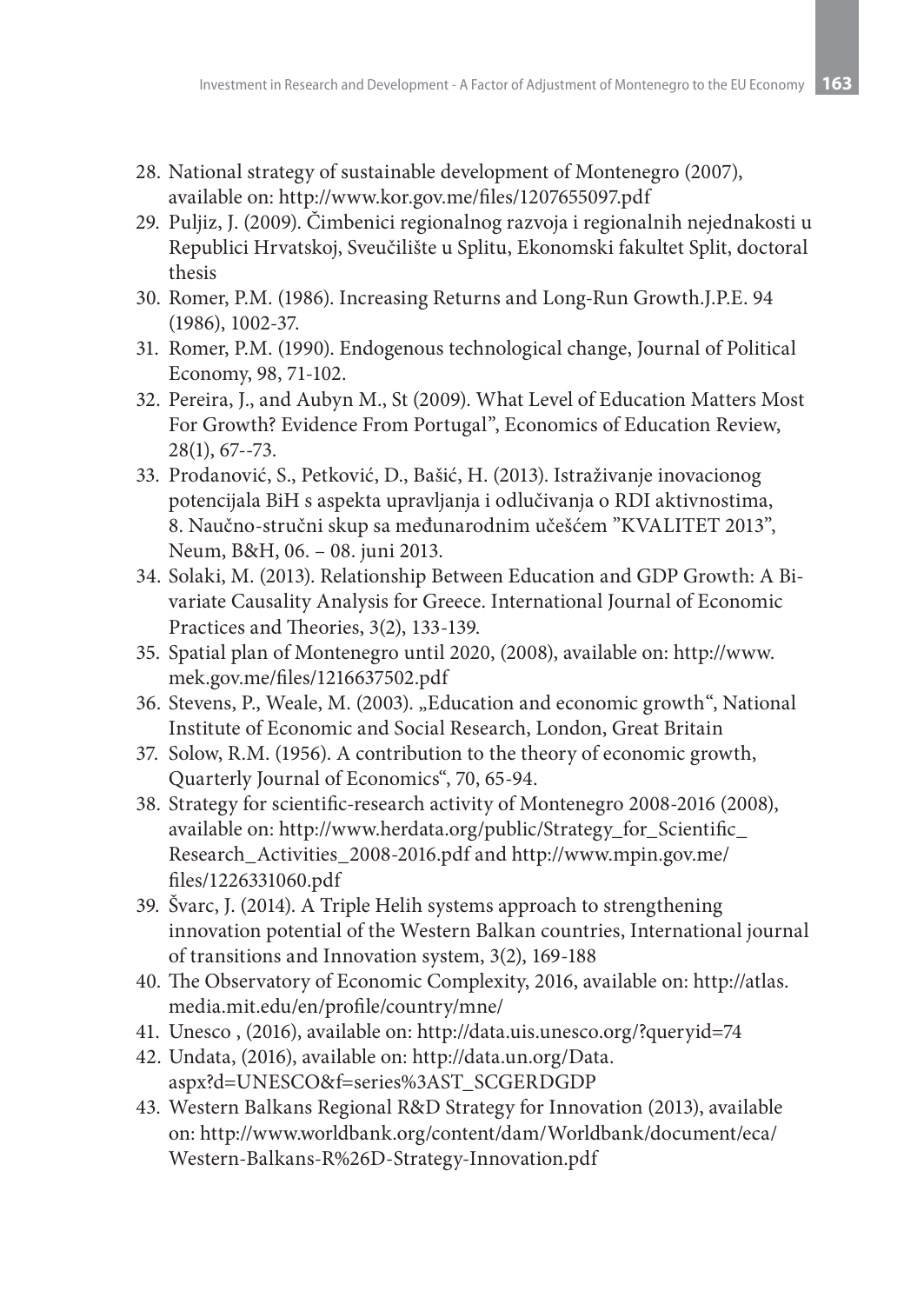28. National strategy of sustainable development of Montenegro (2007), available on: http://www.kor.gov.me/files/1207655097.pdf
29. Puljiz, J. (2009). Čimbenici regionalnog razvoja i regionalnih nejednakosti u Republici Hrvatskoj, Sveučilište u Splitu, Ekonomski fakultet Split, doctoral thesis
30. Romer, P.M. (1986). Increasing Returns and Long-Run Growth.J.P.E. 94 (1986), 1002-37.
31. Romer, P.M. (1990). Endogenous technological change, Journal of Political Economy, 98, 71-102.
32. Pereira, J., and Aubyn M., St (2009). What Level of Education Matters Most For Growth? Evidence From Portugal", Economics of Education Review, 28(1), 67--73.
33. Prodanović, S., Petković, D., Bašić, H. (2013). Istraživanje inovacionog potencijala BiH s aspekta upravljanja i odlučivanja o RDI aktivnostima, 8. Naučno-stručni skup sa međunarodnim učešćem "KVALITET 2013", Neum, B&H, 06. – 08. juni 2013.
34. Solaki, M. (2013). Relationship Between Education and GDP Growth: A Bi-variate Causality Analysis for Greece. International Journal of Economic Practices and Theories, 3(2), 133-139.
35. Spatial plan of Montenegro until 2020, (2008), available on: http://www.mek.gov.me/files/1216637502.pdf
36. Stevens, P., Weale, M. (2003). „Education and economic growth", National Institute of Economic and Social Research, London, Great Britain
37. Solow, R.M. (1956). A contribution to the theory of economic growth, Quarterly Journal of Economics", 70, 65-94.
38. Strategy for scientific-research activity of Montenegro 2008-2016 (2008), available on: http://www.herdata.org/public/Strategy_for_Scientific_Research_Activities_2008-2016.pdf and http://www.mpin.gov.me/files/1226331060.pdf
39. Švarc, J. (2014). A Triple Helih systems approach to strengthening innovation potential of the Western Balkan countries, International journal of transitions and Innovation system, 3(2), 169-188
40. The Observatory of Economic Complexity, 2016, available on: http://atlas.media.mit.edu/en/profile/country/mne/
41. Unesco , (2016), available on: http://data.uis.unesco.org/?queryid=74
42. Undata, (2016), available on: http://data.un.org/Data.aspx?d=UNESCO&f=series%3AST_SCGERDGDP
43. Western Balkans Regional R&D Strategy for Innovation (2013), available on: http://www.worldbank.org/content/dam/Worldbank/document/eca/Western-Balkans-R%26D-Strategy-Innovation.pdf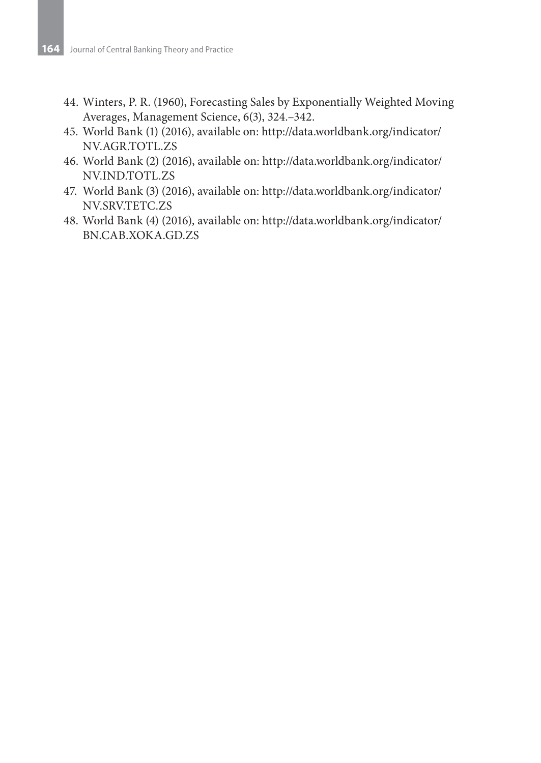44. Winters, P. R. (1960), Forecasting Sales by Exponentially Weighted Moving Averages, Management Science, 6(3), 324.–342.
45. World Bank (1) (2016), available on: http://data.worldbank.org/indicator/NV.AGR.TOTL.ZS
46. World Bank (2) (2016), available on: http://data.worldbank.org/indicator/NV.IND.TOTL.ZS
47. World Bank (3) (2016), available on: http://data.worldbank.org/indicator/NV.SRV.TETC.ZS
48. World Bank (4) (2016), available on: http://data.worldbank.org/indicator/BN.CAB.XOKA.GD.ZS